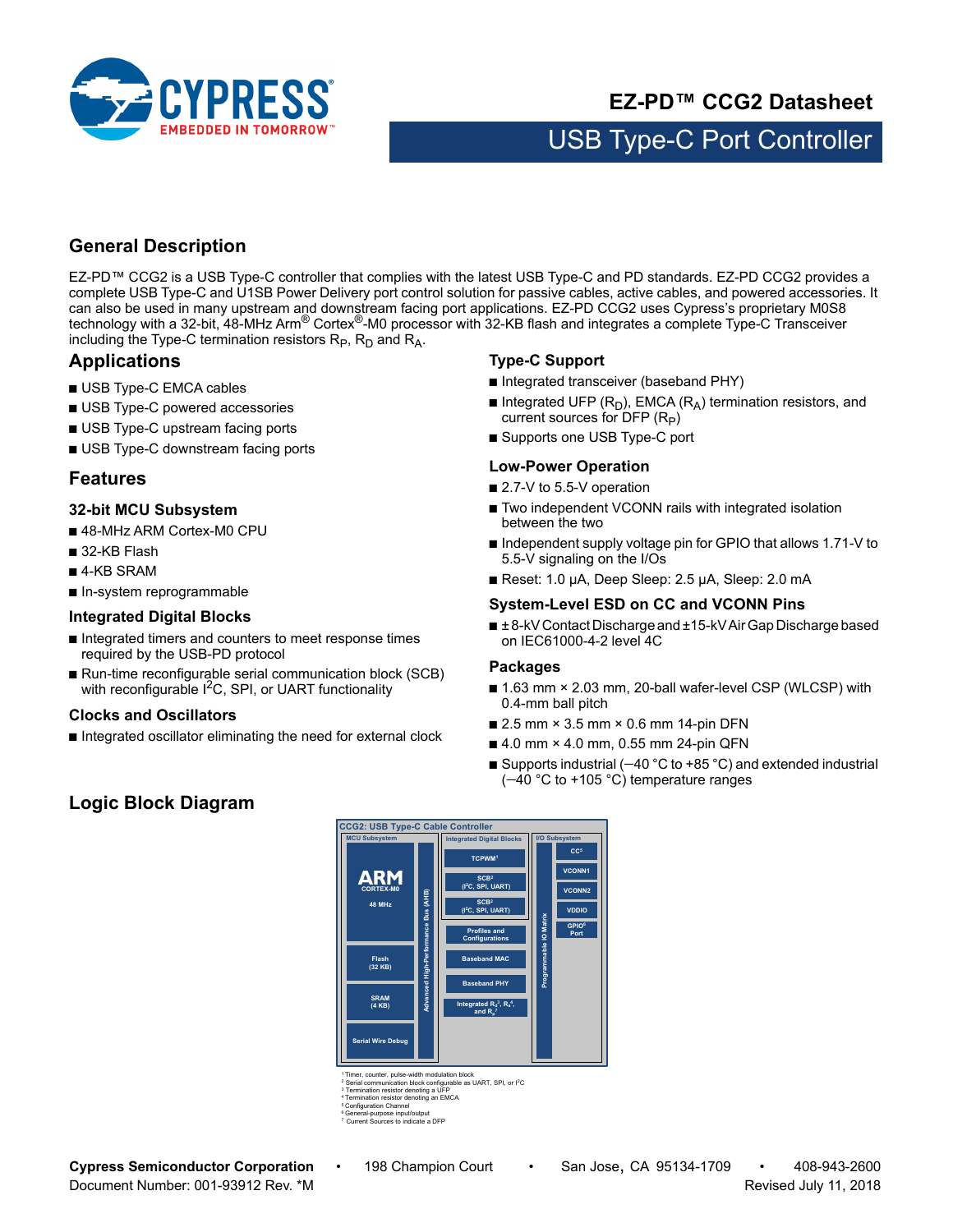# EZ-PD™ CCG2 Datasheet

## USB Type-C Port Controller

## General Description

EZ-PD™ CCG2 is a USB Type-C controller that complies with the latest USB Type-C and PD standards. EZ-PD CCG2 provides a complete USB Type-C and U1SB Power Delivery port control solution for passive cables, active cables, and powered accessories. It can also be used in many upstream and downstream facing port applications. EZ-PD CCG2 uses Cypress's proprietary M0S8 technology with a 32-bit, 48-MHz Arm® Cortex®-M0 processor with 32-KB flash and integrates a complete Type-C Transceiver including the Type-C termination resistors $R_P$, $R_D$ and $R_A$.

## Applications

- USB Type-C EMCA cables
- USB Type-C powered accessories
- USB Type-C upstream facing ports
- USB Type-C downstream facing ports

## Features

### 32-bit MCU Subsystem

- 48-MHz ARM Cortex-M0 CPU
- 32-KB Flash
- 4-KB SRAM
- In-system reprogrammable

### Integrated Digital Blocks

- Integrated timers and counters to meet response times required by the USB-PD protocol
- Run-time reconfigurable serial communication block (SCB) with reconfigurable I²C, SPI, or UART functionality

### Clocks and Oscillators

- Integrated oscillator eliminating the need for external clock

### Type-C Support

- Integrated transceiver (baseband PHY)
- Integrated UFP ($R_D$), EMCA ($R_A$) termination resistors, and current sources for DFP ($R_P$)
- Supports one USB Type-C port

### Low-Power Operation

- 2.7-V to 5.5-V operation
- Two independent VCONN rails with integrated isolation between the two
- Independent supply voltage pin for GPIO that allows 1.71-V to 5.5-V signaling on the I/Os
- Reset: 1.0 µA, Deep Sleep: 2.5 µA, Sleep: 2.0 mA

### System-Level ESD on CC and VCONN Pins

- ±8-kV Contact Discharge and ±15-kV Air Gap Discharge based on IEC61000-4-2 level 4C

### Packages

- 1.63 mm × 2.03 mm, 20-ball wafer-level CSP (WLCSP) with 0.4-mm ball pitch
- 2.5 mm × 3.5 mm × 0.6 mm 14-pin DFN
- 4.0 mm × 4.0 mm, 0.55 mm 24-pin QFN
- Supports industrial (–40 °C to +85 °C) and extended industrial (–40 °C to +105 °C) temperature ranges

## Logic Block Diagram

CCG2: USB Type-C Cable Controller

- MCU Subsystem: ARM CORTEX-M0 48 MHz; Flash (32 KB); SRAM (4 KB); Serial Wire Debug
- Advanced High-Performance Bus (AHB)
- Integrated Digital Blocks: TCPWM[1]; SCB[2] (I²C, SPI, UART); SCB[2] (I²C, SPI, UART); Profiles and Configurations; Baseband MAC; Baseband PHY; Integrated $R_D$[3], $R_A$[4], and $R_P$[7]
- Programmable IO Matrix
- I/O Subsystem: CC[5]; VCONN1; VCONN2; VDDIO; GPIO[6] Port

[1] Timer, counter, pulse-width modulation block
[2] Serial communication block configurable as UART, SPI, or I²C
[3] Termination resistor denoting a UFP
[4] Termination resistor denoting an EMCA
[5] Configuration Channel
[6] General-purpose input/output
[7] Current Sources to indicate a DFP

Cypress Semiconductor Corporation • 198 Champion Court • San Jose, CA 95134-1709 • 408-943-2600
Document Number: 001-93912 Rev. *M Revised July 11, 2018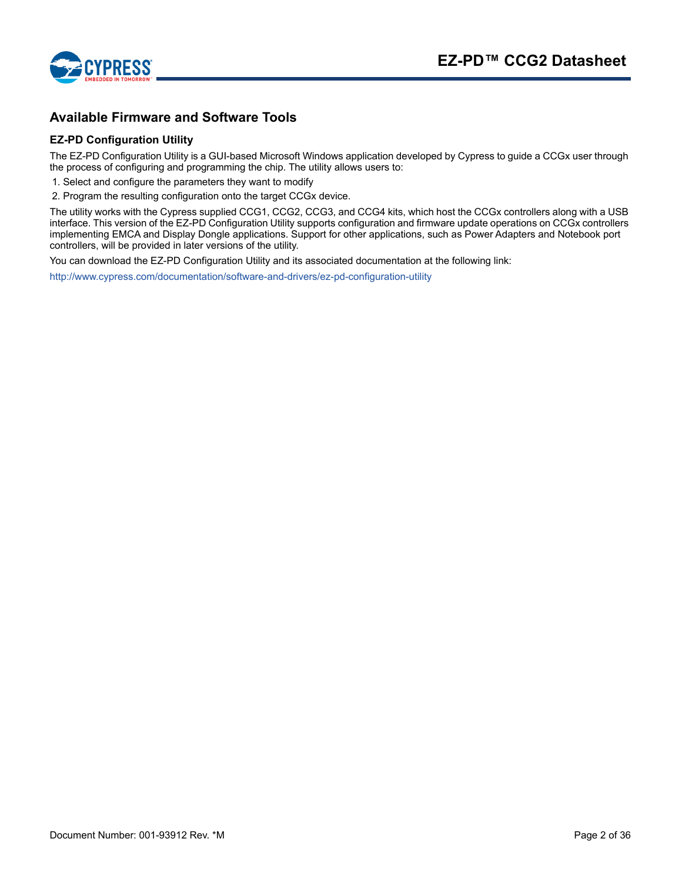## Available Firmware and Software Tools

### EZ-PD Configuration Utility

The EZ-PD Configuration Utility is a GUI-based Microsoft Windows application developed by Cypress to guide a CCGx user through the process of configuring and programming the chip. The utility allows users to:

1. Select and configure the parameters they want to modify
2. Program the resulting configuration onto the target CCGx device.

The utility works with the Cypress supplied CCG1, CCG2, CCG3, and CCG4 kits, which host the CCGx controllers along with a USB interface. This version of the EZ-PD Configuration Utility supports configuration and firmware update operations on CCGx controllers implementing EMCA and Display Dongle applications. Support for other applications, such as Power Adapters and Notebook port controllers, will be provided in later versions of the utility.

You can download the EZ-PD Configuration Utility and its associated documentation at the following link:

http://www.cypress.com/documentation/software-and-drivers/ez-pd-configuration-utility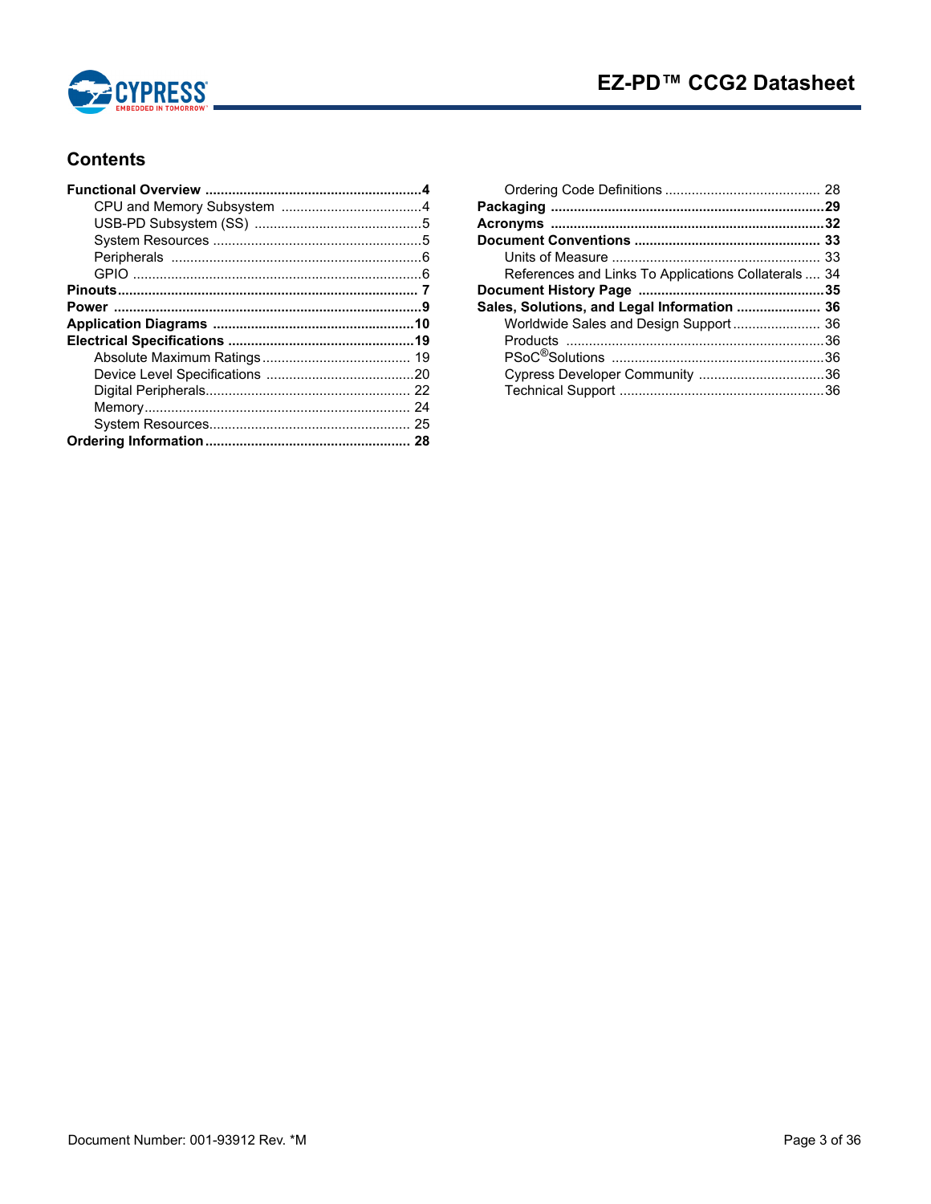## Contents

- **Functional Overview** ........ **4**
  - CPU and Memory Subsystem ........ 4
  - USB-PD Subsystem (SS) ........ 5
  - System Resources ........ 5
  - Peripherals ........ 6
  - GPIO ........ 6
- **Pinouts** ........ **7**
- **Power** ........ **9**
- **Application Diagrams** ........ **10**
- **Electrical Specifications** ........ **19**
  - Absolute Maximum Ratings ........ 19
  - Device Level Specifications ........ 20
  - Digital Peripherals ........ 22
  - Memory ........ 24
  - System Resources ........ 25
- **Ordering Information** ........ **28**
  - Ordering Code Definitions ........ 28
- **Packaging** ........ **29**
- **Acronyms** ........ **32**
- **Document Conventions** ........ **33**
  - Units of Measure ........ 33
  - References and Links To Applications Collaterals ........ 34
- **Document History Page** ........ **35**
- **Sales, Solutions, and Legal Information** ........ **36**
  - Worldwide Sales and Design Support ........ 36
  - Products ........ 36
  - PSoC® Solutions ........ 36
  - Cypress Developer Community ........ 36
  - Technical Support ........ 36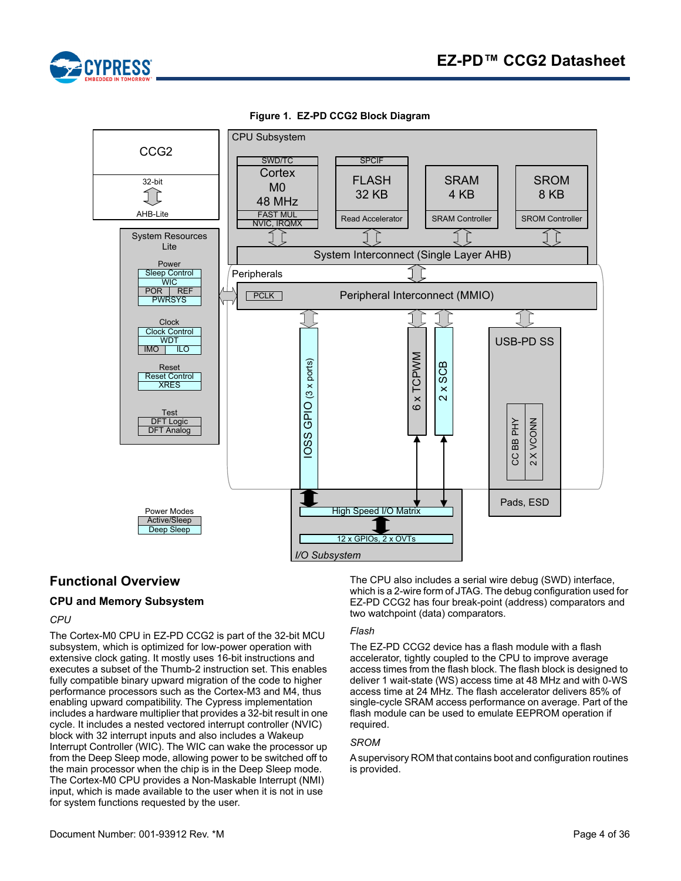**Figure 1. EZ-PD CCG2 Block Diagram**

## Functional Overview

### CPU and Memory Subsystem

*CPU*

The Cortex-M0 CPU in EZ-PD CCG2 is part of the 32-bit MCU subsystem, which is optimized for low-power operation with extensive clock gating. It mostly uses 16-bit instructions and executes a subset of the Thumb-2 instruction set. This enables fully compatible binary upward migration of the code to higher performance processors such as the Cortex-M3 and M4, thus enabling upward compatibility. The Cypress implementation includes a hardware multiplier that provides a 32-bit result in one cycle. It includes a nested vectored interrupt controller (NVIC) block with 32 interrupt inputs and also includes a Wakeup Interrupt Controller (WIC). The WIC can wake the processor up from the Deep Sleep mode, allowing power to be switched off to the main processor when the chip is in the Deep Sleep mode. The Cortex-M0 CPU provides a Non-Maskable Interrupt (NMI) input, which is made available to the user when it is not in use for system functions requested by the user.

The CPU also includes a serial wire debug (SWD) interface, which is a 2-wire form of JTAG. The debug configuration used for EZ-PD CCG2 has four break-point (address) comparators and two watchpoint (data) comparators.

*Flash*

The EZ-PD CCG2 device has a flash module with a flash accelerator, tightly coupled to the CPU to improve average access times from the flash block. The flash block is designed to deliver 1 wait-state (WS) access time at 48 MHz and with 0-WS access time at 24 MHz. The flash accelerator delivers 85% of single-cycle SRAM access performance on average. Part of the flash module can be used to emulate EEPROM operation if required.

*SROM*

A supervisory ROM that contains boot and configuration routines is provided.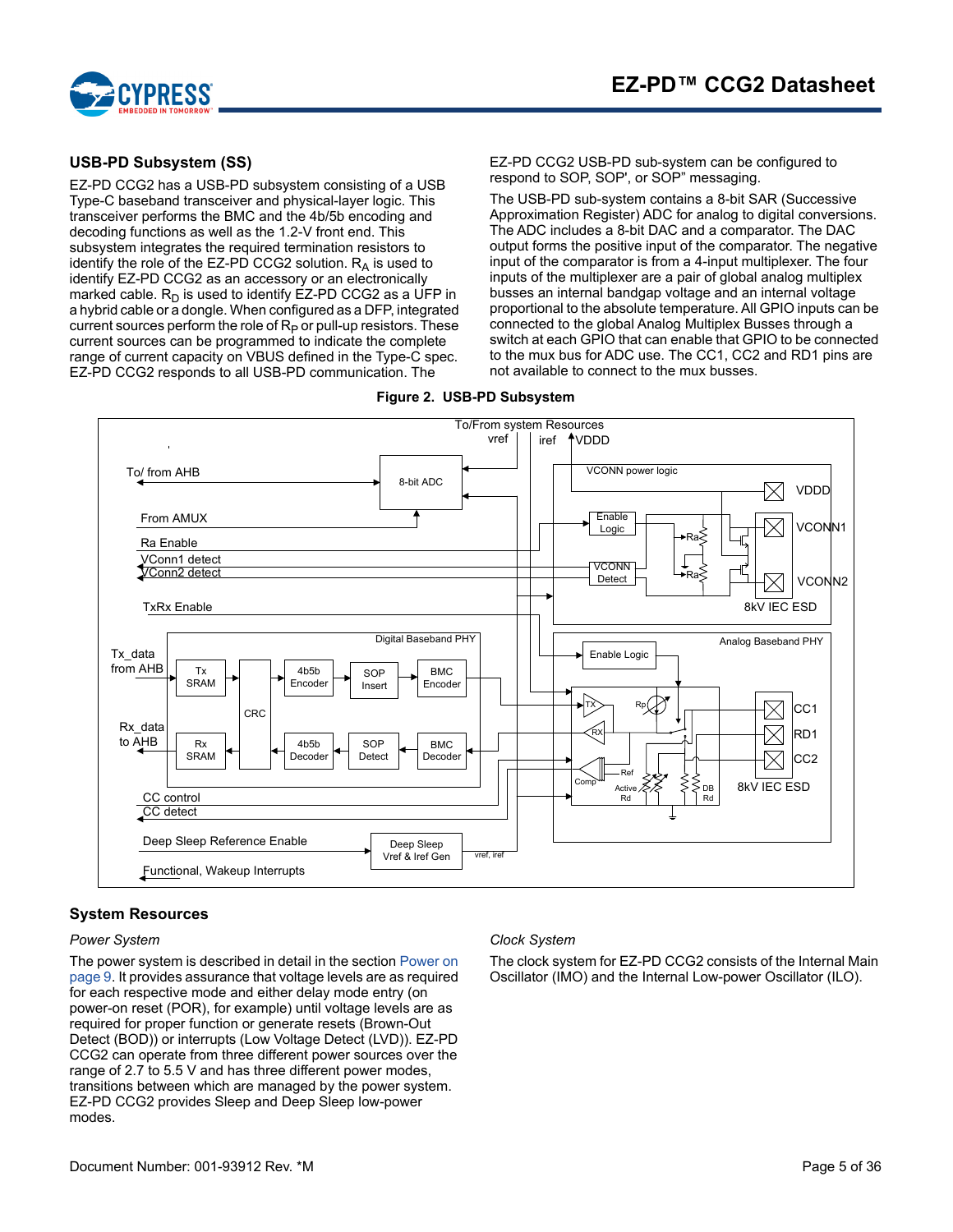## USB-PD Subsystem (SS)

EZ-PD CCG2 has a USB-PD subsystem consisting of a USB Type-C baseband transceiver and physical-layer logic. This transceiver performs the BMC and the 4b/5b encoding and decoding functions as well as the 1.2-V front end. This subsystem integrates the required termination resistors to identify the role of the EZ-PD CCG2 solution. $R_A$ is used to identify EZ-PD CCG2 as an accessory or an electronically marked cable. $R_D$ is used to identify EZ-PD CCG2 as a UFP in a hybrid cable or a dongle. When configured as a DFP, integrated current sources perform the role of $R_P$ or pull-up resistors. These current sources can be programmed to indicate the complete range of current capacity on VBUS defined in the Type-C spec. EZ-PD CCG2 responds to all USB-PD communication. The EZ-PD CCG2 USB-PD sub-system can be configured to respond to SOP, SOP', or SOP" messaging.

The USB-PD sub-system contains a 8-bit SAR (Successive Approximation Register) ADC for analog to digital conversions. The ADC includes a 8-bit DAC and a comparator. The DAC output forms the positive input of the comparator. The negative input of the comparator is from a 4-input multiplexer. The four inputs of the multiplexer are a pair of global analog multiplex busses an internal bandgap voltage and an internal voltage proportional to the absolute temperature. All GPIO inputs can be connected to the global Analog Multiplex Busses through a switch at each GPIO that can enable that GPIO to be connected to the mux bus for ADC use. The CC1, CC2 and RD1 pins are not available to connect to the mux busses.

**Figure 2. USB-PD Subsystem**

## System Resources

### *Power System*

The power system is described in detail in the section Power on page 9. It provides assurance that voltage levels are as required for each respective mode and either delay mode entry (on power-on reset (POR), for example) until voltage levels are as required for proper function or generate resets (Brown-Out Detect (BOD)) or interrupts (Low Voltage Detect (LVD)). EZ-PD CCG2 can operate from three different power sources over the range of 2.7 to 5.5 V and has three different power modes, transitions between which are managed by the power system. EZ-PD CCG2 provides Sleep and Deep Sleep low-power modes.

### *Clock System*

The clock system for EZ-PD CCG2 consists of the Internal Main Oscillator (IMO) and the Internal Low-power Oscillator (ILO).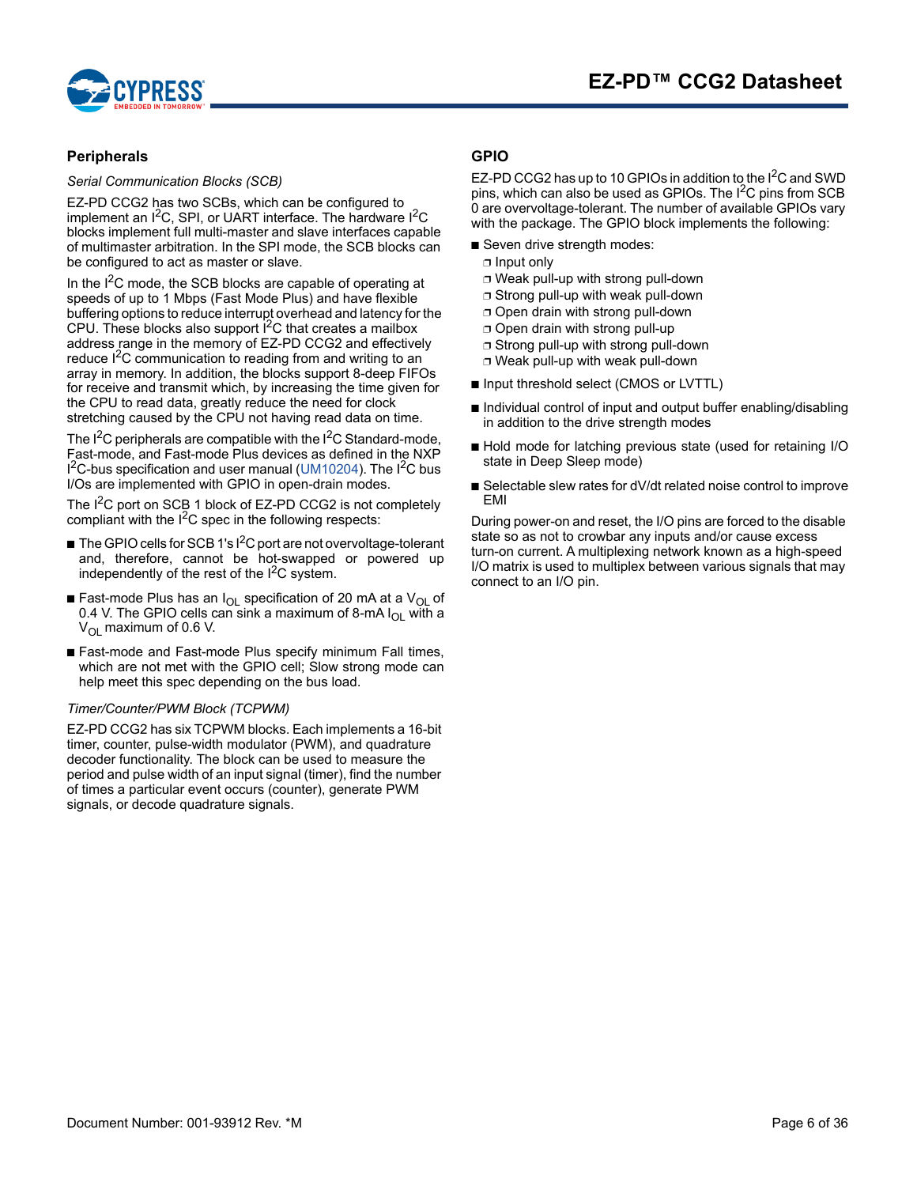## Peripherals

*Serial Communication Blocks (SCB)*

EZ-PD CCG2 has two SCBs, which can be configured to implement an $I^2C$, SPI, or UART interface. The hardware $I^2C$ blocks implement full multi-master and slave interfaces capable of multimaster arbitration. In the SPI mode, the SCB blocks can be configured to act as master or slave.

In the $I^2C$ mode, the SCB blocks are capable of operating at speeds of up to 1 Mbps (Fast Mode Plus) and have flexible buffering options to reduce interrupt overhead and latency for the CPU. These blocks also support $I^2C$ that creates a mailbox address range in the memory of EZ-PD CCG2 and effectively reduce $I^2C$ communication to reading from and writing to an array in memory. In addition, the blocks support 8-deep FIFOs for receive and transmit which, by increasing the time given for the CPU to read data, greatly reduce the need for clock stretching caused by the CPU not having read data on time.

The $I^2C$ peripherals are compatible with the $I^2C$ Standard-mode, Fast-mode, and Fast-mode Plus devices as defined in the NXP $I^2C$-bus specification and user manual (UM10204). The $I^2C$ bus I/Os are implemented with GPIO in open-drain modes.

The $I^2C$ port on SCB 1 block of EZ-PD CCG2 is not completely compliant with the $I^2C$ spec in the following respects:

- The GPIO cells for SCB 1's $I^2C$ port are not overvoltage-tolerant and, therefore, cannot be hot-swapped or powered up independently of the rest of the $I^2C$ system.
- Fast-mode Plus has an $I_{OL}$ specification of 20 mA at a $V_{OL}$ of 0.4 V. The GPIO cells can sink a maximum of 8-mA $I_{OL}$ with a $V_{OL}$ maximum of 0.6 V.
- Fast-mode and Fast-mode Plus specify minimum Fall times, which are not met with the GPIO cell; Slow strong mode can help meet this spec depending on the bus load.

*Timer/Counter/PWM Block (TCPWM)*

EZ-PD CCG2 has six TCPWM blocks. Each implements a 16-bit timer, counter, pulse-width modulator (PWM), and quadrature decoder functionality. The block can be used to measure the period and pulse width of an input signal (timer), find the number of times a particular event occurs (counter), generate PWM signals, or decode quadrature signals.

## GPIO

EZ-PD CCG2 has up to 10 GPIOs in addition to the $I^2C$ and SWD pins, which can also be used as GPIOs. The $I^2C$ pins from SCB 0 are overvoltage-tolerant. The number of available GPIOs vary with the package. The GPIO block implements the following:

- Seven drive strength modes:
  - Input only
  - Weak pull-up with strong pull-down
  - Strong pull-up with weak pull-down
  - Open drain with strong pull-down
  - Open drain with strong pull-up
  - Strong pull-up with strong pull-down
  - Weak pull-up with weak pull-down
- Input threshold select (CMOS or LVTTL)
- Individual control of input and output buffer enabling/disabling in addition to the drive strength modes
- Hold mode for latching previous state (used for retaining I/O state in Deep Sleep mode)
- Selectable slew rates for dV/dt related noise control to improve EMI

During power-on and reset, the I/O pins are forced to the disable state so as not to crowbar any inputs and/or cause excess turn-on current. A multiplexing network known as a high-speed I/O matrix is used to multiplex between various signals that may connect to an I/O pin.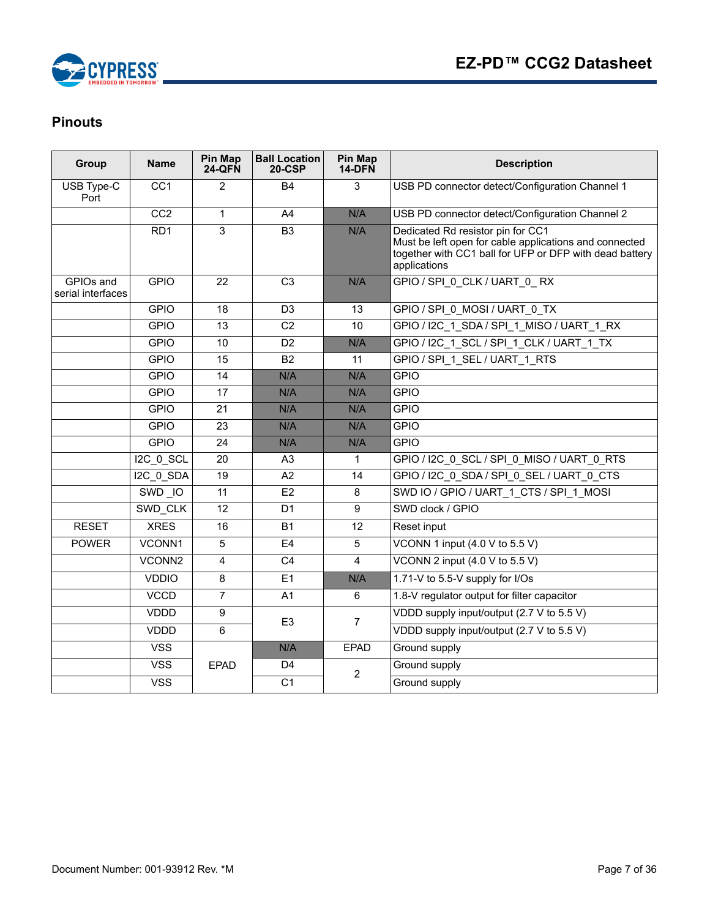## Pinouts

| Group | Name | Pin Map 24-QFN | Ball Location 20-CSP | Pin Map 14-DFN | Description |
|---|---|---|---|---|---|
| USB Type-C Port | CC1 | 2 | B4 | 3 | USB PD connector detect/Configuration Channel 1 |
| | CC2 | 1 | A4 | N/A | USB PD connector detect/Configuration Channel 2 |
| | RD1 | 3 | B3 | N/A | Dedicated Rd resistor pin for CC1<br>Must be left open for cable applications and connected together with CC1 ball for UFP or DFP with dead battery applications |
| GPIOs and serial interfaces | GPIO | 22 | C3 | N/A | GPIO / SPI_0_CLK / UART_0_ RX |
| | GPIO | 18 | D3 | 13 | GPIO / SPI_0_MOSI / UART_0_TX |
| | GPIO | 13 | C2 | 10 | GPIO / I2C_1_SDA / SPI_1_MISO / UART_1_RX |
| | GPIO | 10 | D2 | N/A | GPIO / I2C_1_SCL / SPI_1_CLK / UART_1_TX |
| | GPIO | 15 | B2 | 11 | GPIO / SPI_1_SEL / UART_1_RTS |
| | GPIO | 14 | N/A | N/A | GPIO |
| | GPIO | 17 | N/A | N/A | GPIO |
| | GPIO | 21 | N/A | N/A | GPIO |
| | GPIO | 23 | N/A | N/A | GPIO |
| | GPIO | 24 | N/A | N/A | GPIO |
| | I2C_0_SCL | 20 | A3 | 1 | GPIO / I2C_0_SCL / SPI_0_MISO / UART_0_RTS |
| | I2C_0_SDA | 19 | A2 | 14 | GPIO / I2C_0_SDA / SPI_0_SEL / UART_0_CTS |
| | SWD _IO | 11 | E2 | 8 | SWD IO / GPIO / UART_1_CTS / SPI_1_MOSI |
| | SWD_CLK | 12 | D1 | 9 | SWD clock / GPIO |
| RESET | XRES | 16 | B1 | 12 | Reset input |
| POWER | VCONN1 | 5 | E4 | 5 | VCONN 1 input (4.0 V to 5.5 V) |
| | VCONN2 | 4 | C4 | 4 | VCONN 2 input (4.0 V to 5.5 V) |
| | VDDIO | 8 | E1 | N/A | 1.71-V to 5.5-V supply for I/Os |
| | VCCD | 7 | A1 | 6 | 1.8-V regulator output for filter capacitor |
| | VDDD | 9 | E3 | 7 | VDDD supply input/output (2.7 V to 5.5 V) |
| | VDDD | 6 | | | VDDD supply input/output (2.7 V to 5.5 V) |
| | VSS | EPAD | N/A | EPAD | Ground supply |
| | VSS | | D4 | 2 | Ground supply |
| | VSS | | C1 | | Ground supply |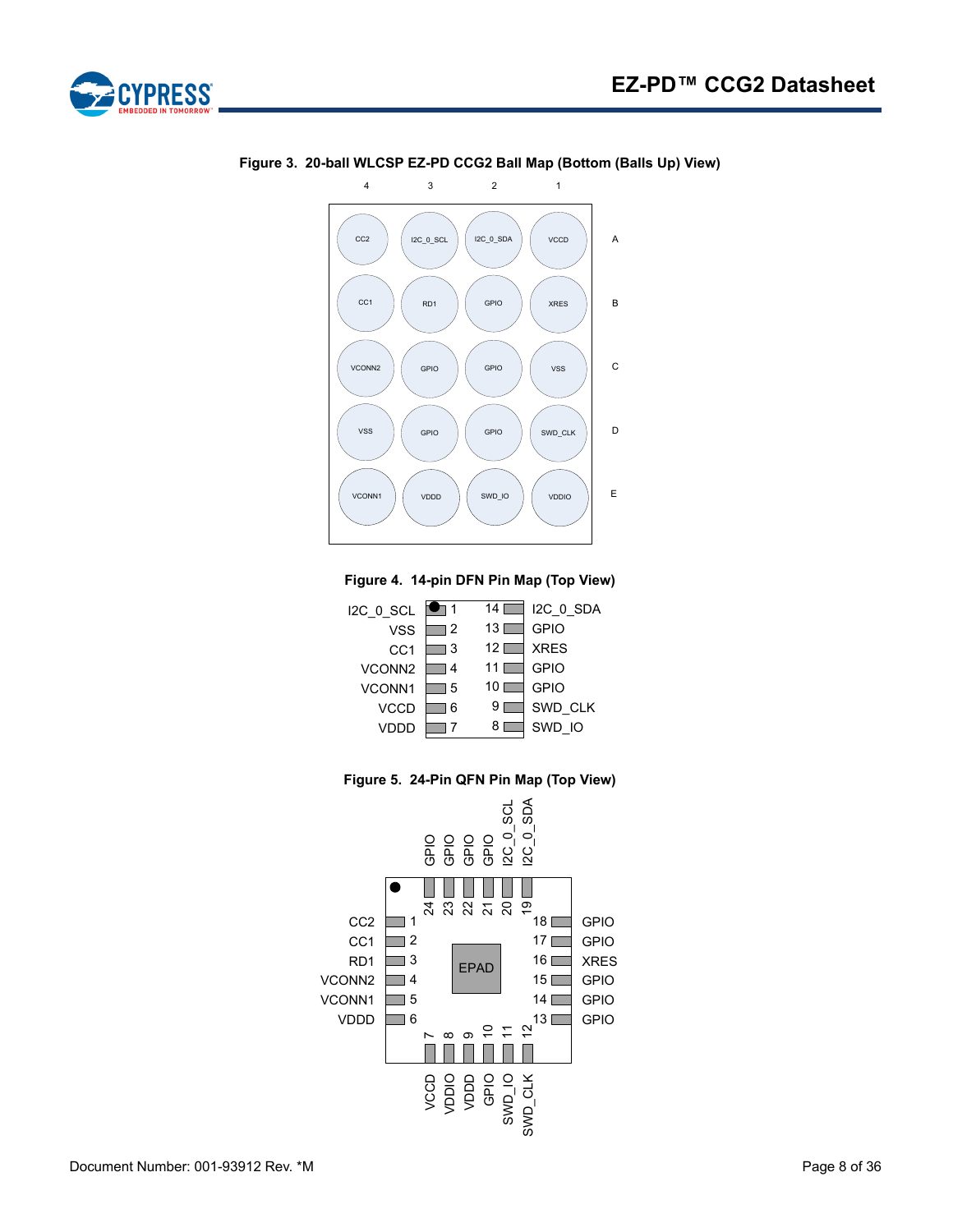**Figure 3. 20-ball WLCSP EZ-PD CCG2 Ball Map (Bottom (Balls Up) View)**

| | 4 | 3 | 2 | 1 |
|---|---|---|---|---|
| A | CC2 | I2C_0_SCL | I2C_0_SDA | VCCD |
| B | CC1 | RD1 | GPIO | XRES |
| C | VCONN2 | GPIO | GPIO | VSS |
| D | VSS | GPIO | GPIO | SWD_CLK |
| E | VCONN1 | VDDD | SWD_IO | VDDIO |

**Figure 4. 14-pin DFN Pin Map (Top View)**

| Pin Name | Pin | Pin | Pin Name |
|---|---|---|---|
| I2C_0_SCL | 1 | 14 | I2C_0_SDA |
| VSS | 2 | 13 | GPIO |
| CC1 | 3 | 12 | XRES |
| VCONN2 | 4 | 11 | GPIO |
| VCONN1 | 5 | 10 | GPIO |
| VCCD | 6 | 9 | SWD_CLK |
| VDDD | 7 | 8 | SWD_IO |

**Figure 5. 24-Pin QFN Pin Map (Top View)**

| Pin | Name |
|---|---|
| 1 | CC2 |
| 2 | CC1 |
| 3 | RD1 |
| 4 | VCONN2 |
| 5 | VCONN1 |
| 6 | VDDD |
| 7 | VCCD |
| 8 | VDDIO |
| 9 | VDDD |
| 10 | GPIO |
| 11 | SWD_IO |
| 12 | SWD_CLK |
| 13 | GPIO |
| 14 | GPIO |
| 15 | GPIO |
| 16 | XRES |
| 17 | GPIO |
| 18 | GPIO |
| 19 | I2C_0_SDA |
| 20 | I2C_0_SCL |
| 21 | GPIO |
| 22 | GPIO |
| 23 | GPIO |
| 24 | GPIO |
| — | EPAD |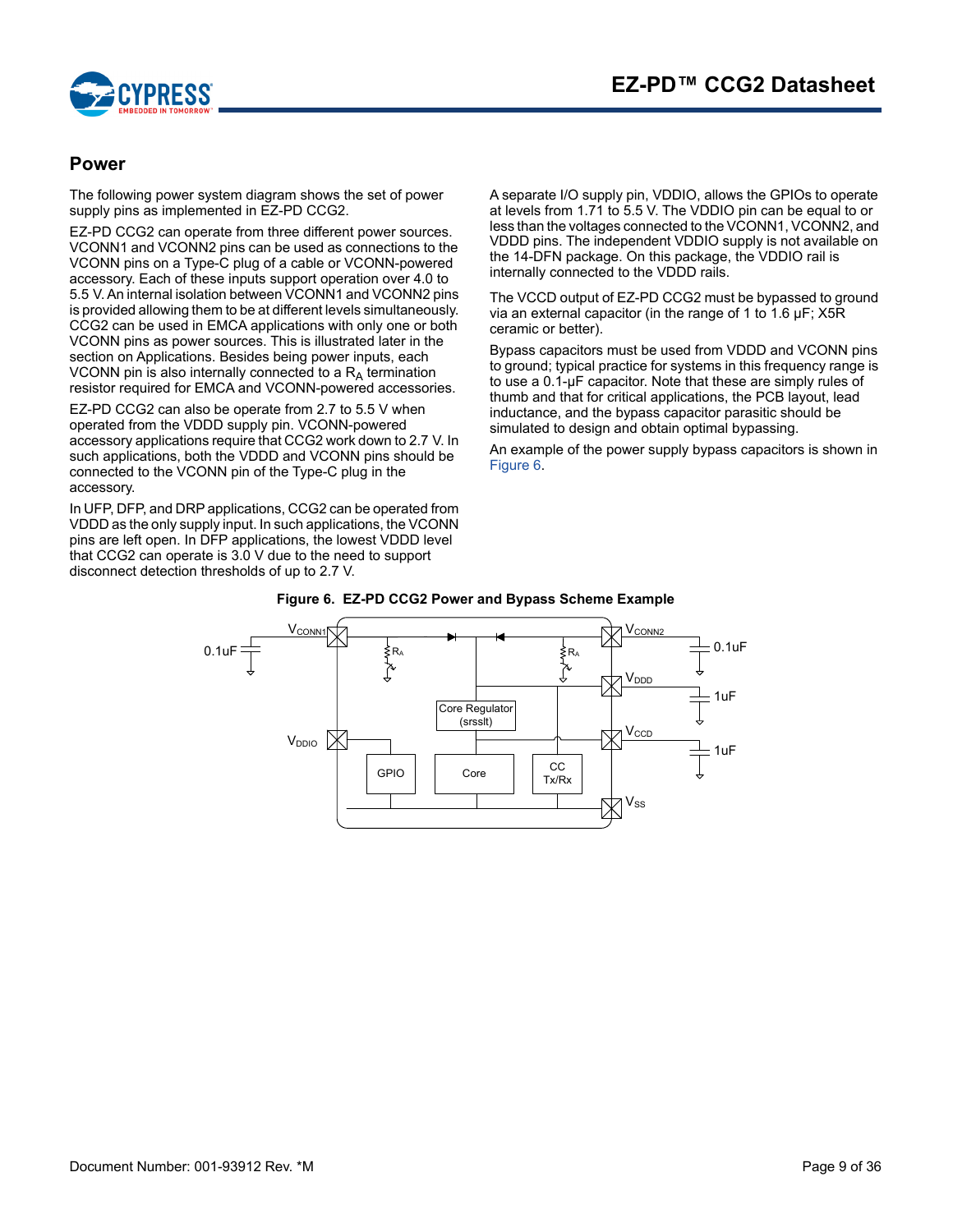## Power

The following power system diagram shows the set of power supply pins as implemented in EZ-PD CCG2.

EZ-PD CCG2 can operate from three different power sources. VCONN1 and VCONN2 pins can be used as connections to the VCONN pins on a Type-C plug of a cable or VCONN-powered accessory. Each of these inputs support operation over 4.0 to 5.5 V. An internal isolation between VCONN1 and VCONN2 pins is provided allowing them to be at different levels simultaneously. CCG2 can be used in EMCA applications with only one or both VCONN pins as power sources. This is illustrated later in the section on Applications. Besides being power inputs, each VCONN pin is also internally connected to a $R_A$ termination resistor required for EMCA and VCONN-powered accessories.

EZ-PD CCG2 can also be operate from 2.7 to 5.5 V when operated from the VDDD supply pin. VCONN-powered accessory applications require that CCG2 work down to 2.7 V. In such applications, both the VDDD and VCONN pins should be connected to the VCONN pin of the Type-C plug in the accessory.

In UFP, DFP, and DRP applications, CCG2 can be operated from VDDD as the only supply input. In such applications, the VCONN pins are left open. In DFP applications, the lowest VDDD level that CCG2 can operate is 3.0 V due to the need to support disconnect detection thresholds of up to 2.7 V.

A separate I/O supply pin, VDDIO, allows the GPIOs to operate at levels from 1.71 to 5.5 V. The VDDIO pin can be equal to or less than the voltages connected to the VCONN1, VCONN2, and VDDD pins. The independent VDDIO supply is not available on the 14-DFN package. On this package, the VDDIO rail is internally connected to the VDDD rails.

The VCCD output of EZ-PD CCG2 must be bypassed to ground via an external capacitor (in the range of 1 to 1.6 µF; X5R ceramic or better).

Bypass capacitors must be used from VDDD and VCONN pins to ground; typical practice for systems in this frequency range is to use a 0.1-µF capacitor. Note that these are simply rules of thumb and that for critical applications, the PCB layout, lead inductance, and the bypass capacitor parasitic should be simulated to design and obtain optimal bypassing.

An example of the power supply bypass capacitors is shown in Figure 6.

**Figure 6. EZ-PD CCG2 Power and Bypass Scheme Example**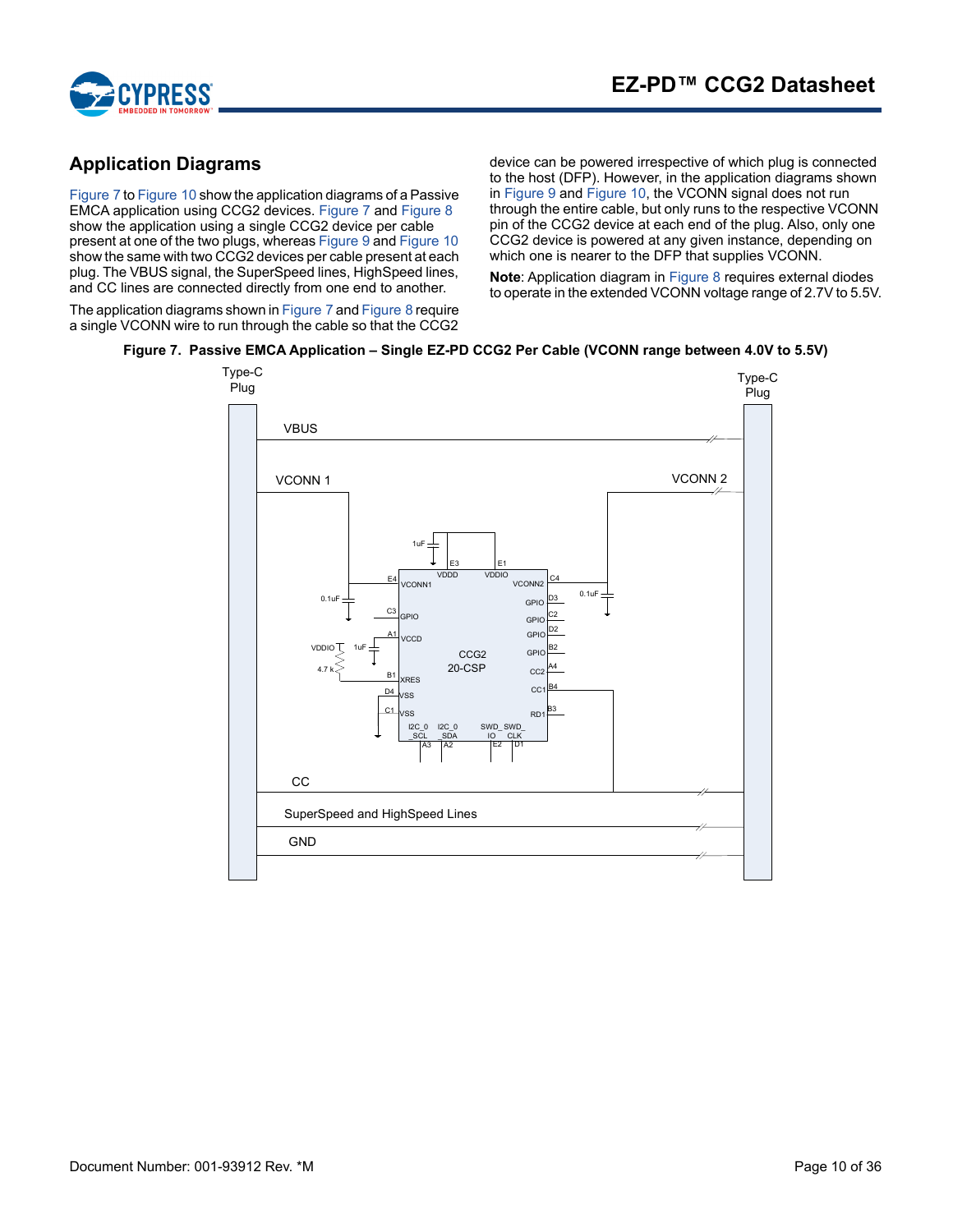## Application Diagrams

Figure 7 to Figure 10 show the application diagrams of a Passive EMCA application using CCG2 devices. Figure 7 and Figure 8 show the application using a single CCG2 device per cable present at one of the two plugs, whereas Figure 9 and Figure 10 show the same with two CCG2 devices per cable present at each plug. The VBUS signal, the SuperSpeed lines, HighSpeed lines, and CC lines are connected directly from one end to another.

The application diagrams shown in Figure 7 and Figure 8 require a single VCONN wire to run through the cable so that the CCG2 device can be powered irrespective of which plug is connected to the host (DFP). However, in the application diagrams shown in Figure 9 and Figure 10, the VCONN signal does not run through the entire cable, but only runs to the respective VCONN pin of the CCG2 device at each end of the plug. Also, only one CCG2 device is powered at any given instance, depending on which one is nearer to the DFP that supplies VCONN.

**Note**: Application diagram in Figure 8 requires external diodes to operate in the extended VCONN voltage range of 2.7V to 5.5V.

**Figure 7. Passive EMCA Application – Single EZ-PD CCG2 Per Cable (VCONN range between 4.0V to 5.5V)**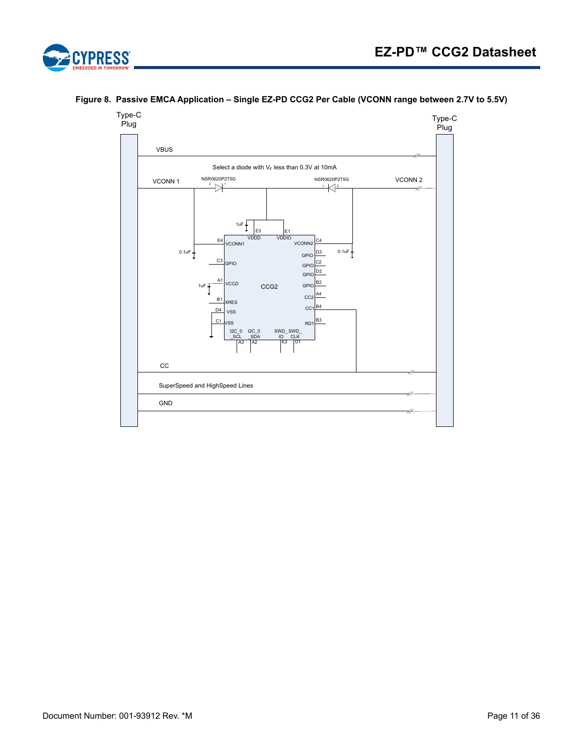**Figure 8. Passive EMCA Application – Single EZ-PD CCG2 Per Cable (VCONN range between 2.7V to 5.5V)**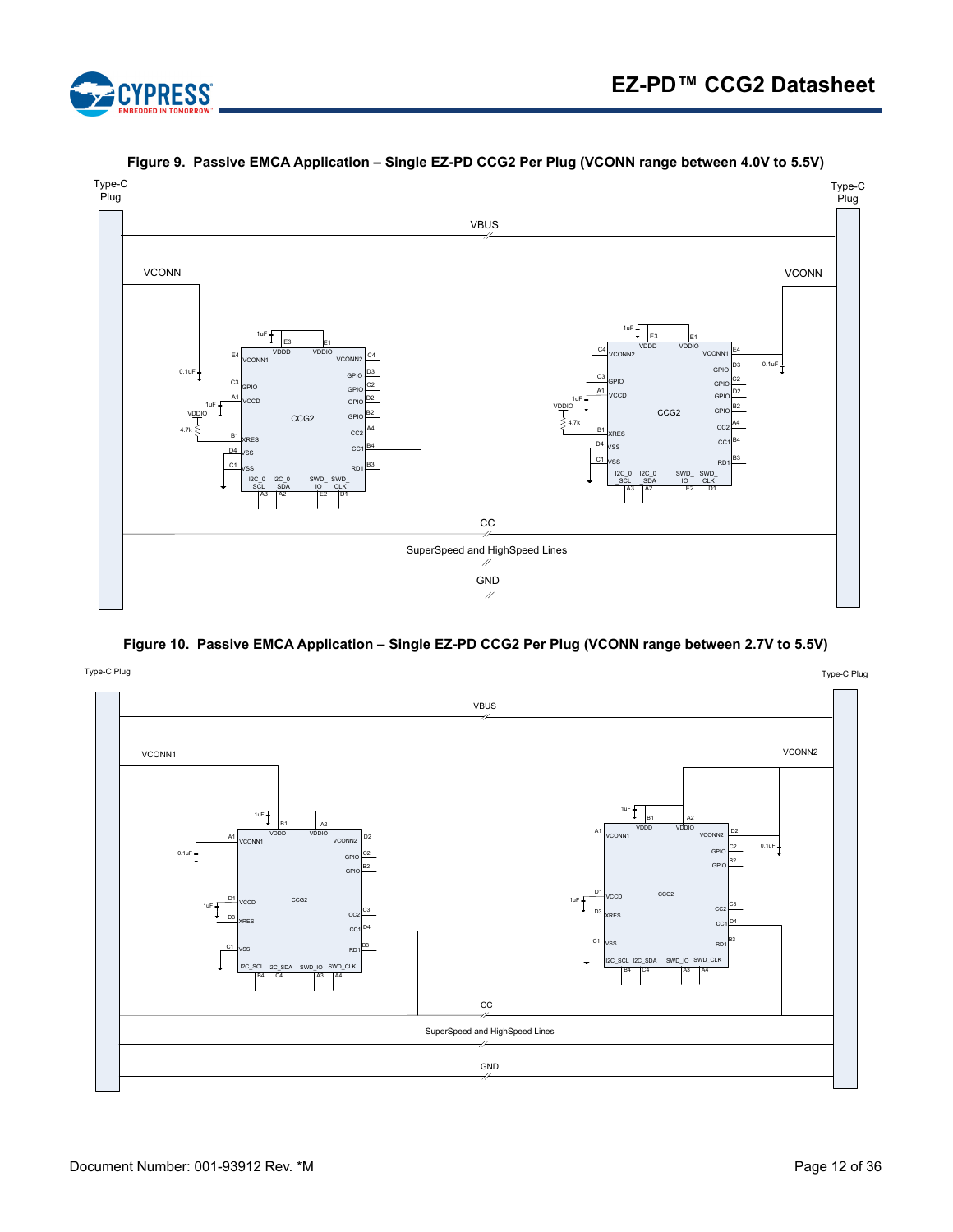**Figure 9. Passive EMCA Application – Single EZ-PD CCG2 Per Plug (VCONN range between 4.0V to 5.5V)**

**Figure 10. Passive EMCA Application – Single EZ-PD CCG2 Per Plug (VCONN range between 2.7V to 5.5V)**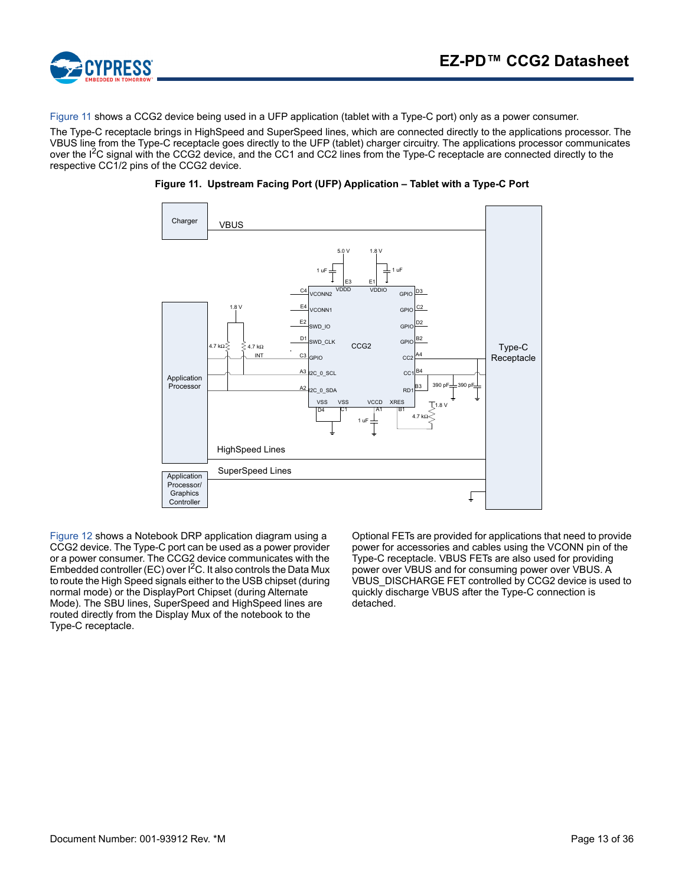Figure 11 shows a CCG2 device being used in a UFP application (tablet with a Type-C port) only as a power consumer.

The Type-C receptacle brings in HighSpeed and SuperSpeed lines, which are connected directly to the applications processor. The VBUS line from the Type-C receptacle goes directly to the UFP (tablet) charger circuitry. The applications processor communicates over the I²C signal with the CCG2 device, and the CC1 and CC2 lines from the Type-C receptacle are connected directly to the respective CC1/2 pins of the CCG2 device.

**Figure 11. Upstream Facing Port (UFP) Application – Tablet with a Type-C Port**

Figure 12 shows a Notebook DRP application diagram using a CCG2 device. The Type-C port can be used as a power provider or a power consumer. The CCG2 device communicates with the Embedded controller (EC) over I²C. It also controls the Data Mux to route the High Speed signals either to the USB chipset (during normal mode) or the DisplayPort Chipset (during Alternate Mode). The SBU lines, SuperSpeed and HighSpeed lines are routed directly from the Display Mux of the notebook to the Type-C receptacle.

Optional FETs are provided for applications that need to provide power for accessories and cables using the VCONN pin of the Type-C receptacle. VBUS FETs are also used for providing power over VBUS and for consuming power over VBUS. A VBUS_DISCHARGE FET controlled by CCG2 device is used to quickly discharge VBUS after the Type-C connection is detached.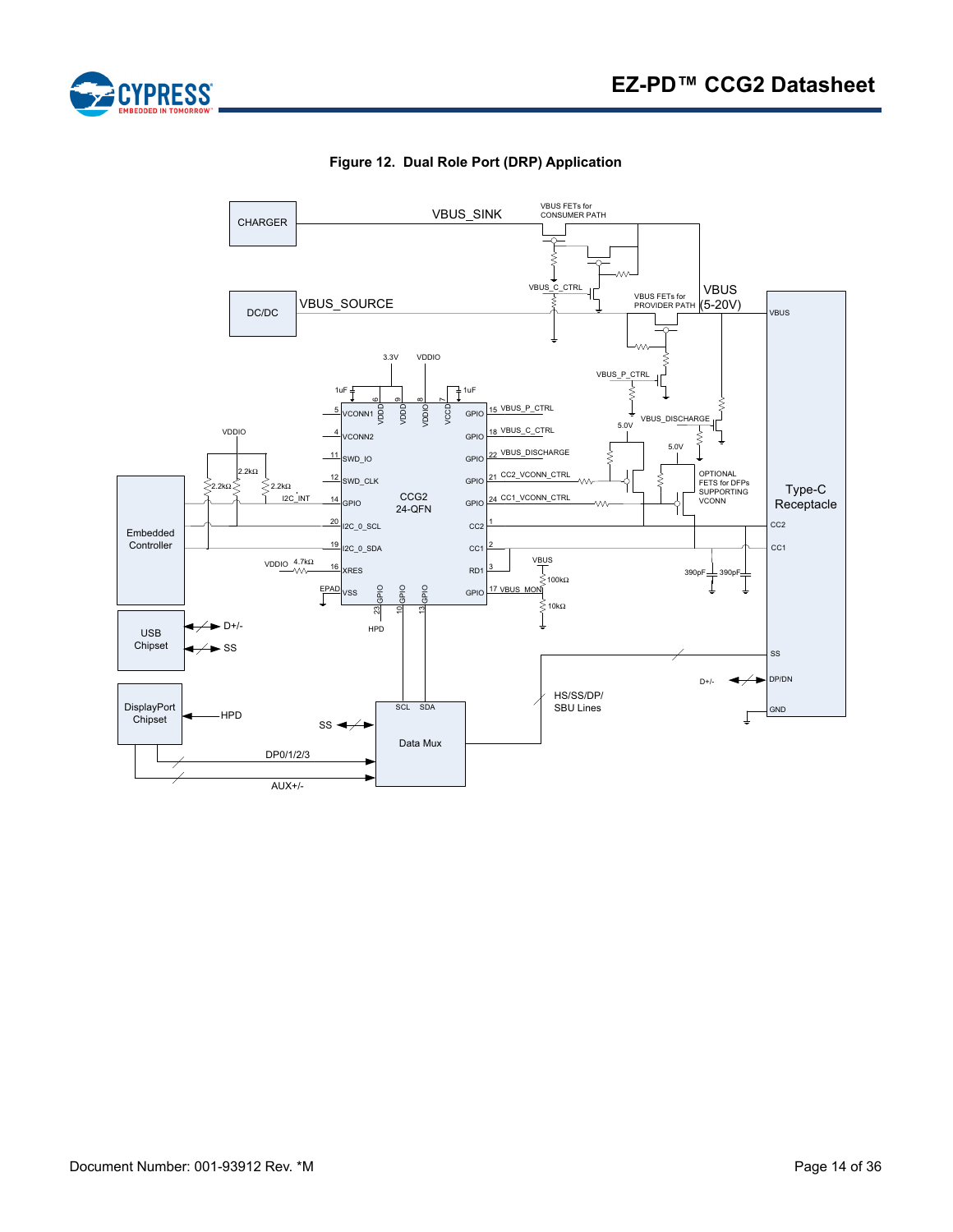**Figure 12. Dual Role Port (DRP) Application**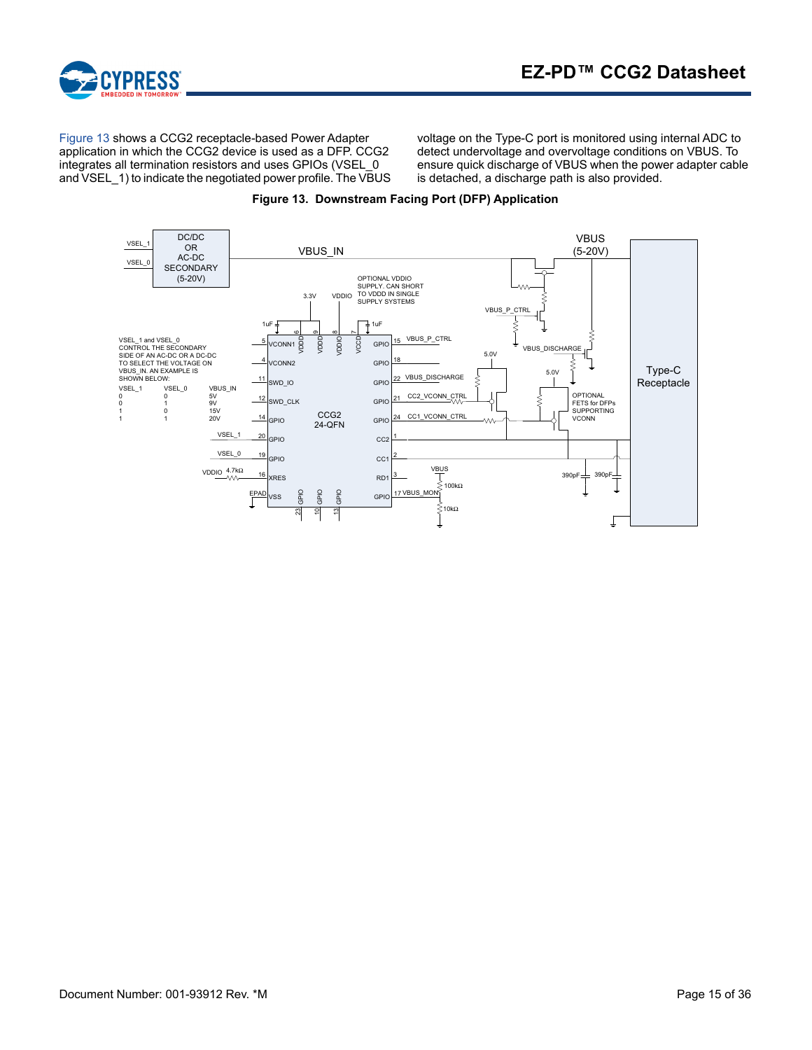Figure 13 shows a CCG2 receptacle-based Power Adapter application in which the CCG2 device is used as a DFP. CCG2 integrates all termination resistors and uses GPIOs (VSEL_0 and VSEL_1) to indicate the negotiated power profile. The VBUS voltage on the Type-C port is monitored using internal ADC to detect undervoltage and overvoltage conditions on VBUS. To ensure quick discharge of VBUS when the power adapter cable is detached, a discharge path is also provided.

**Figure 13. Downstream Facing Port (DFP) Application**

VSEL_1 and VSEL_0 CONTROL THE SECONDARY SIDE OF AN AC-DC OR A DC-DC TO SELECT THE VOLTAGE ON VBUS_IN. AN EXAMPLE IS SHOWN BELOW:

| VSEL_1 | VSEL_0 | VBUS_IN |
|---|---|---|
| 0 | 0 | 5V |
| 0 | 1 | 9V |
| 1 | 0 | 15V |
| 1 | 1 | 20V |

OPTIONAL VDDIO SUPPLY. CAN SHORT TO VDDD IN SINGLE SUPPLY SYSTEMS

OPTIONAL FETS for DFPs SUPPORTING VCONN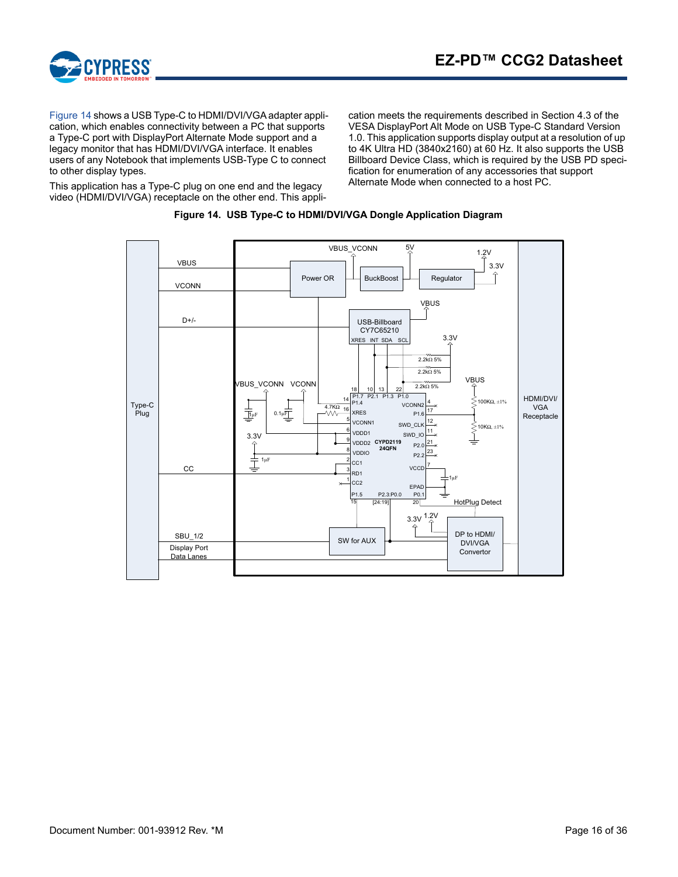Figure 14 shows a USB Type-C to HDMI/DVI/VGA adapter application, which enables connectivity between a PC that supports a Type-C port with DisplayPort Alternate Mode support and a legacy monitor that has HDMI/DVI/VGA interface. It enables users of any Notebook that implements USB-Type C to connect to other display types.

This application has a Type-C plug on one end and the legacy video (HDMI/DVI/VGA) receptacle on the other end. This application meets the requirements described in Section 4.3 of the VESA DisplayPort Alt Mode on USB Type-C Standard Version 1.0. This application supports display output at a resolution of up to 4K Ultra HD (3840x2160) at 60 Hz. It also supports the USB Billboard Device Class, which is required by the USB PD specification for enumeration of any accessories that support Alternate Mode when connected to a host PC.

**Figure 14. USB Type-C to HDMI/DVI/VGA Dongle Application Diagram**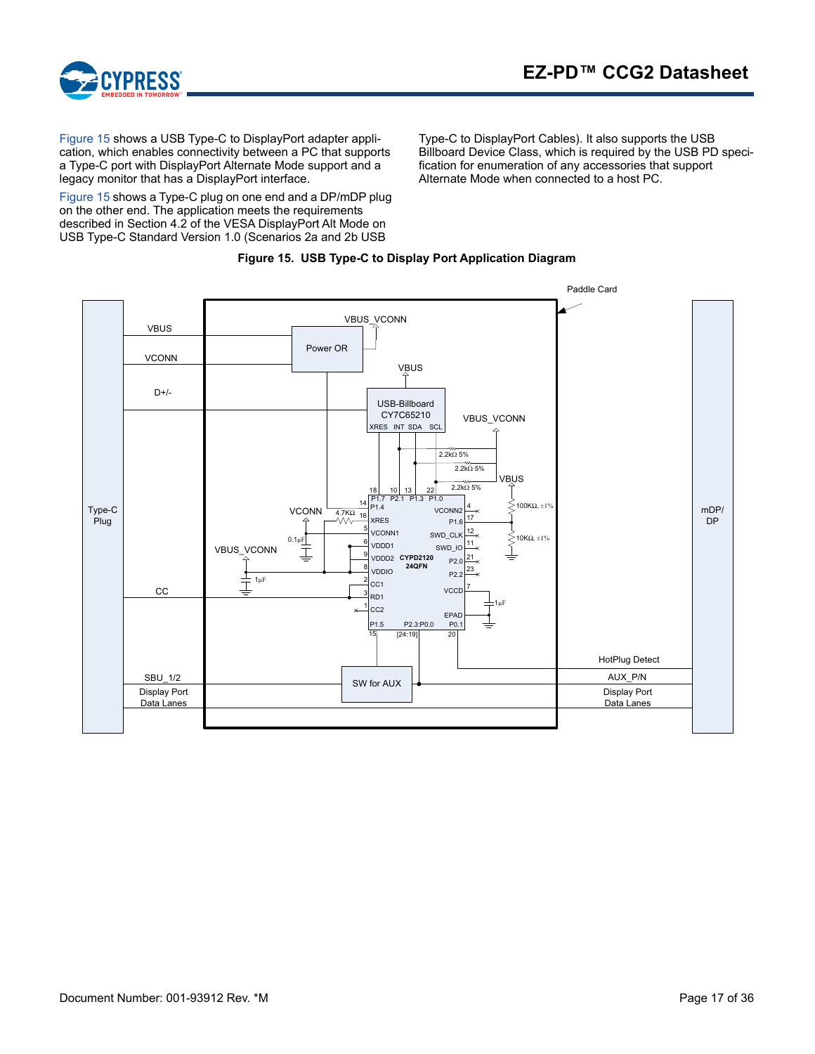Figure 15 shows a USB Type-C to DisplayPort adapter application, which enables connectivity between a PC that supports a Type-C port with DisplayPort Alternate Mode support and a legacy monitor that has a DisplayPort interface.

Figure 15 shows a Type-C plug on one end and a DP/mDP plug on the other end. The application meets the requirements described in Section 4.2 of the VESA DisplayPort Alt Mode on USB Type-C Standard Version 1.0 (Scenarios 2a and 2b USB Type-C to DisplayPort Cables). It also supports the USB Billboard Device Class, which is required by the USB PD specification for enumeration of any accessories that support Alternate Mode when connected to a host PC.

**Figure 15. USB Type-C to Display Port Application Diagram**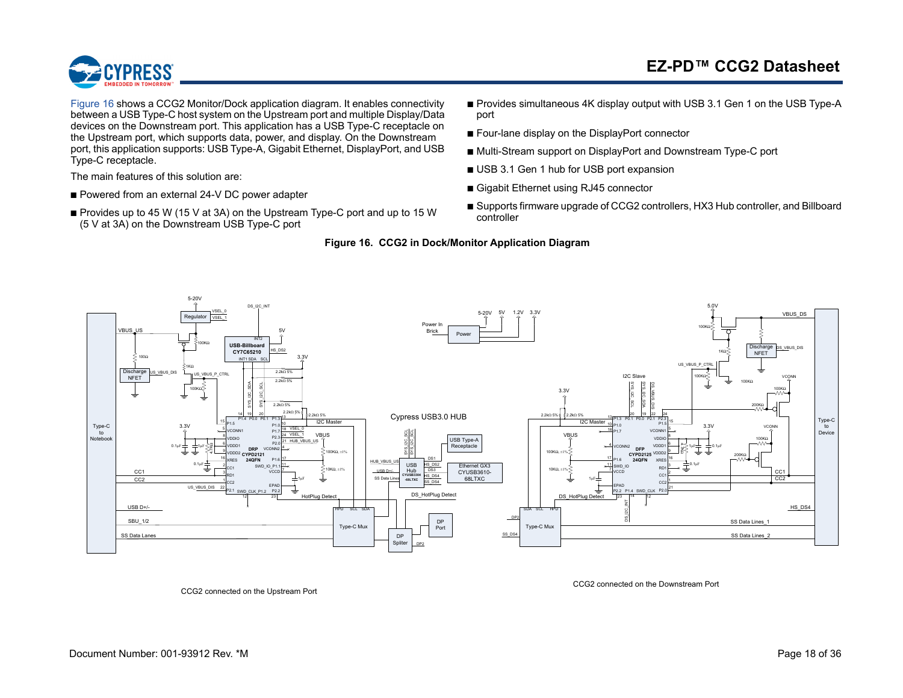Figure 16 shows a CCG2 Monitor/Dock application diagram. It enables connectivity between a USB Type-C host system on the Upstream port and multiple Display/Data devices on the Downstream port. This application has a USB Type-C receptacle on the Upstream port, which supports data, power, and display. On the Downstream port, this application supports: USB Type-A, Gigabit Ethernet, DisplayPort, and USB Type-C receptacle.

The main features of this solution are:

- Powered from an external 24-V DC power adapter
- Provides up to 45 W (15 V at 3A) on the Upstream Type-C port and up to 15 W (5 V at 3A) on the Downstream USB Type-C port
- Provides simultaneous 4K display output with USB 3.1 Gen 1 on the USB Type-A port
- Four-lane display on the DisplayPort connector
- Multi-Stream support on DisplayPort and Downstream Type-C port
- USB 3.1 Gen 1 hub for USB port expansion
- Gigabit Ethernet using RJ45 connector
- Supports firmware upgrade of CCG2 controllers, HX3 Hub controller, and Billboard controller

**Figure 16. CCG2 in Dock/Monitor Application Diagram**

CCG2 connected on the Upstream Port

CCG2 connected on the Downstream Port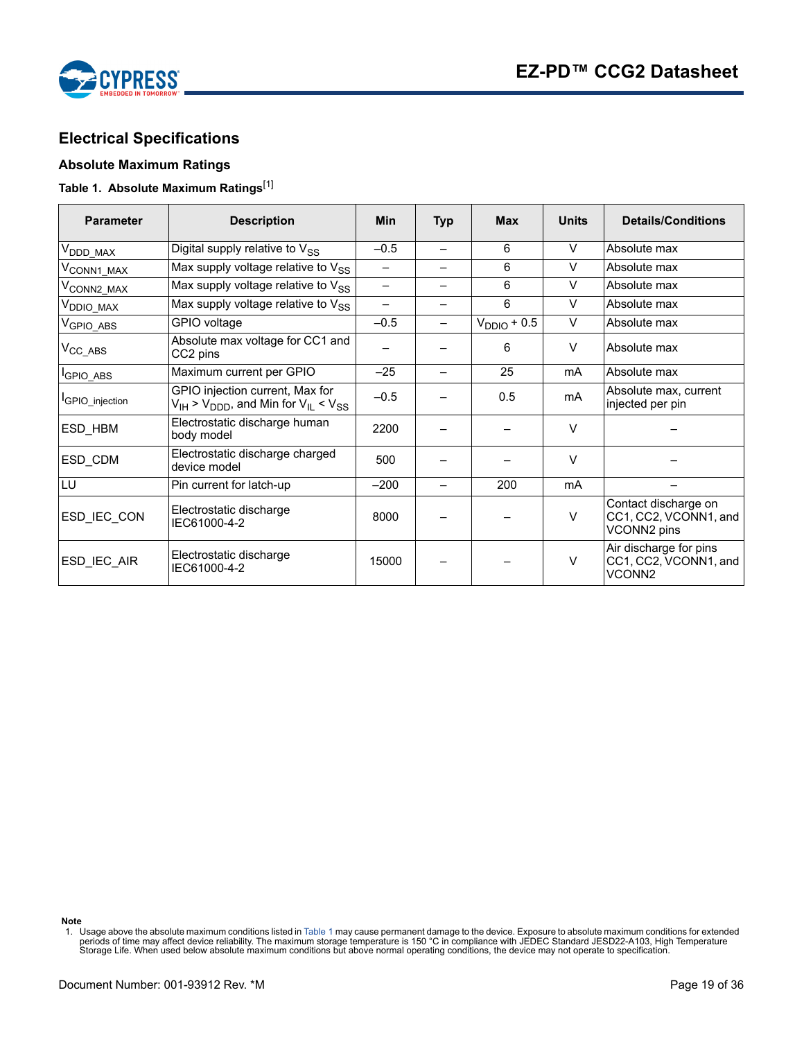## Electrical Specifications

### Absolute Maximum Ratings

**Table 1. Absolute Maximum Ratings**[1]

| Parameter | Description | Min | Typ | Max | Units | Details/Conditions |
|---|---|---|---|---|---|---|
| $V_{DDD\_MAX}$ | Digital supply relative to $V_{SS}$ | –0.5 | – | 6 | V | Absolute max |
| $V_{CONN1\_MAX}$ | Max supply voltage relative to $V_{SS}$ | – | – | 6 | V | Absolute max |
| $V_{CONN2\_MAX}$ | Max supply voltage relative to $V_{SS}$ | – | – | 6 | V | Absolute max |
| $V_{DDIO\_MAX}$ | Max supply voltage relative to $V_{SS}$ | – | – | 6 | V | Absolute max |
| $V_{GPIO\_ABS}$ | GPIO voltage | –0.5 | – | $V_{DDIO}$ + 0.5 | V | Absolute max |
| $V_{CC\_ABS}$ | Absolute max voltage for CC1 and CC2 pins | – | – | 6 | V | Absolute max |
| $I_{GPIO\_ABS}$ | Maximum current per GPIO | –25 | – | 25 | mA | Absolute max |
| $I_{GPIO\_injection}$ | GPIO injection current, Max for $V_{IH} > V_{DDD}$, and Min for $V_{IL} < V_{SS}$ | –0.5 | – | 0.5 | mA | Absolute max, current injected per pin |
| ESD_HBM | Electrostatic discharge human body model | 2200 | – | – | V | – |
| ESD_CDM | Electrostatic discharge charged device model | 500 | – | – | V | – |
| LU | Pin current for latch-up | –200 | – | 200 | mA | – |
| ESD_IEC_CON | Electrostatic discharge IEC61000-4-2 | 8000 | – | – | V | Contact discharge on CC1, CC2, VCONN1, and VCONN2 pins |
| ESD_IEC_AIR | Electrostatic discharge IEC61000-4-2 | 15000 | – | – | V | Air discharge for pins CC1, CC2, VCONN1, and VCONN2 |

**Note**

1. Usage above the absolute maximum conditions listed in Table 1 may cause permanent damage to the device. Exposure to absolute maximum conditions for extended periods of time may affect device reliability. The maximum storage temperature is 150 °C in compliance with JEDEC Standard JESD22-A103, High Temperature Storage Life. When used below absolute maximum conditions but above normal operating conditions, the device may not operate to specification.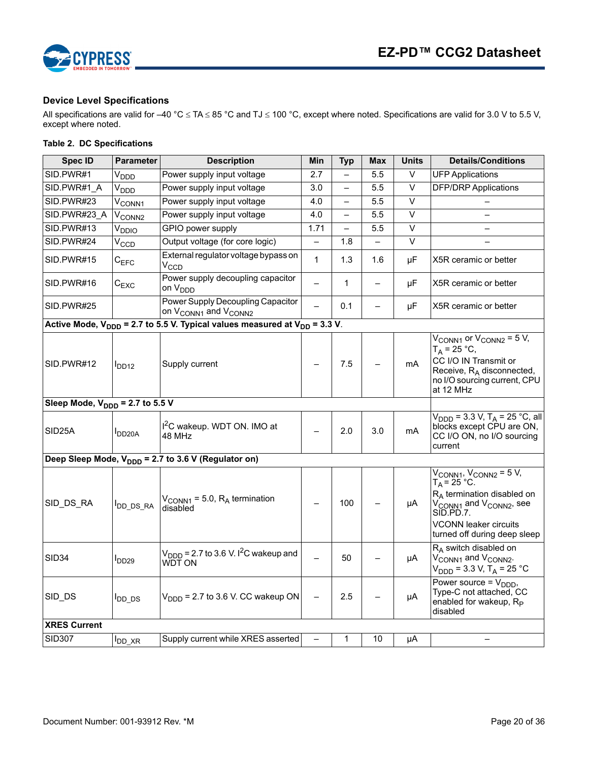### Device Level Specifications

All specifications are valid for –40 °C ≤ TA ≤ 85 °C and TJ ≤ 100 °C, except where noted. Specifications are valid for 3.0 V to 5.5 V, except where noted.

**Table 2. DC Specifications**

| Spec ID | Parameter | Description | Min | Typ | Max | Units | Details/Conditions |
|---|---|---|---|---|---|---|---|
| SID.PWR#1 | $V_{DDD}$ | Power supply input voltage | 2.7 | – | 5.5 | V | UFP Applications |
| SID.PWR#1_A | $V_{DDD}$ | Power supply input voltage | 3.0 | – | 5.5 | V | DFP/DRP Applications |
| SID.PWR#23 | $V_{CONN1}$ | Power supply input voltage | 4.0 | – | 5.5 | V | – |
| SID.PWR#23_A | $V_{CONN2}$ | Power supply input voltage | 4.0 | – | 5.5 | V | – |
| SID.PWR#13 | $V_{DDIO}$ | GPIO power supply | 1.71 | – | 5.5 | V | – |
| SID.PWR#24 | $V_{CCD}$ | Output voltage (for core logic) | – | 1.8 | – | V | – |
| SID.PWR#15 | $C_{EFC}$ | External regulator voltage bypass on $V_{CCD}$ | 1 | 1.3 | 1.6 | µF | X5R ceramic or better |
| SID.PWR#16 | $C_{EXC}$ | Power supply decoupling capacitor on $V_{DDD}$ | – | 1 | – | µF | X5R ceramic or better |
| SID.PWR#25 | | Power Supply Decoupling Capacitor on $V_{CONN1}$ and $V_{CONN2}$ | – | 0.1 | – | µF | X5R ceramic or better |
| **Active Mode, $V_{DDD}$ = 2.7 to 5.5 V. Typical values measured at $V_{DD}$ = 3.3 V.** | | | | | | | |
| SID.PWR#12 | $I_{DD12}$ | Supply current | – | 7.5 | – | mA | $V_{CONN1}$ or $V_{CONN2}$ = 5 V, $T_A$ = 25 °C, CC I/O IN Transmit or Receive, $R_A$ disconnected, no I/O sourcing current, CPU at 12 MHz |
| **Sleep Mode, $V_{DDD}$ = 2.7 to 5.5 V** | | | | | | | |
| SID25A | $I_{DD20A}$ | $I^2C$ wakeup. WDT ON. IMO at 48 MHz | – | 2.0 | 3.0 | mA | $V_{DDD}$ = 3.3 V, $T_A$ = 25 °C, all blocks except CPU are ON, CC I/O ON, no I/O sourcing current |
| **Deep Sleep Mode, $V_{DDD}$ = 2.7 to 3.6 V (Regulator on)** | | | | | | | |
| SID_DS_RA | $I_{DD\_DS\_RA}$ | $V_{CONN1}$ = 5.0, $R_A$ termination disabled | – | 100 | – | µA | $V_{CONN1}$, $V_{CONN2}$ = 5 V, $T_A$ = 25 °C. $R_A$ termination disabled on $V_{CONN1}$ and $V_{CONN2}$, see SID.PD.7. VCONN leaker circuits turned off during deep sleep |
| SID34 | $I_{DD29}$ | $V_{DDD}$ = 2.7 to 3.6 V. $I^2C$ wakeup and WDT ON | – | 50 | – | µA | $R_A$ switch disabled on $V_{CONN1}$ and $V_{CONN2}$. $V_{DDD}$ = 3.3 V, $T_A$ = 25 °C |
| SID_DS | $I_{DD\_DS}$ | $V_{DDD}$ = 2.7 to 3.6 V. CC wakeup ON | – | 2.5 | – | µA | Power source = $V_{DDD}$, Type-C not attached, CC enabled for wakeup, $R_P$ disabled |
| **XRES Current** | | | | | | | |
| SID307 | $I_{DD\_XR}$ | Supply current while XRES asserted | – | 1 | 10 | µA | – |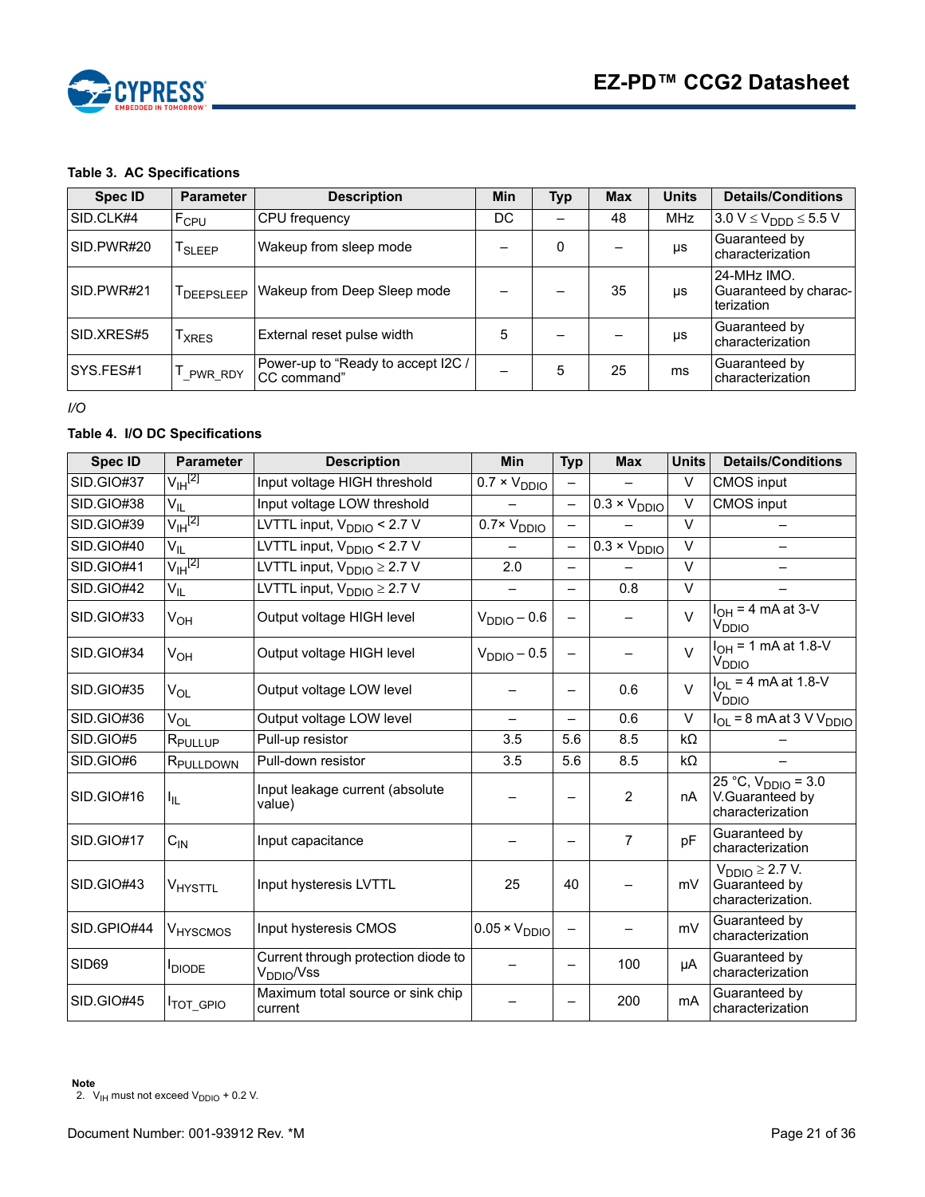**Table 3. AC Specifications**

| Spec ID | Parameter | Description | Min | Typ | Max | Units | Details/Conditions |
|---|---|---|---|---|---|---|---|
| SID.CLK#4 | $F_{CPU}$ | CPU frequency | DC | – | 48 | MHz | $3.0\ V \le V_{DDD} \le 5.5\ V$ |
| SID.PWR#20 | $T_{SLEEP}$ | Wakeup from sleep mode | – | 0 | – | µs | Guaranteed by characterization |
| SID.PWR#21 | $T_{DEEPSLEEP}$ | Wakeup from Deep Sleep mode | – | – | 35 | µs | 24-MHz IMO. Guaranteed by characterization |
| SID.XRES#5 | $T_{XRES}$ | External reset pulse width | 5 | – | – | µs | Guaranteed by characterization |
| SYS.FES#1 | $T_{\_PWR\_RDY}$ | Power-up to “Ready to accept I2C / CC command” | – | 5 | 25 | ms | Guaranteed by characterization |

*I/O*

**Table 4. I/O DC Specifications**

| Spec ID | Parameter | Description | Min | Typ | Max | Units | Details/Conditions |
|---|---|---|---|---|---|---|---|
| SID.GIO#37 | $V_{IH}$[2] | Input voltage HIGH threshold | $0.7 \times V_{DDIO}$ | – | – | V | CMOS input |
| SID.GIO#38 | $V_{IL}$ | Input voltage LOW threshold | – | – | $0.3 \times V_{DDIO}$ | V | CMOS input |
| SID.GIO#39 | $V_{IH}$[2] | LVTTL input, $V_{DDIO} < 2.7\ V$ | $0.7 \times V_{DDIO}$ | – | – | V | – |
| SID.GIO#40 | $V_{IL}$ | LVTTL input, $V_{DDIO} < 2.7\ V$ | – | – | $0.3 \times V_{DDIO}$ | V | – |
| SID.GIO#41 | $V_{IH}$[2] | LVTTL input, $V_{DDIO} \ge 2.7\ V$ | 2.0 | – | – | V | – |
| SID.GIO#42 | $V_{IL}$ | LVTTL input, $V_{DDIO} \ge 2.7\ V$ | – | – | 0.8 | V | – |
| SID.GIO#33 | $V_{OH}$ | Output voltage HIGH level | $V_{DDIO} - 0.6$ | – | – | V | $I_{OH}$ = 4 mA at 3-V $V_{DDIO}$ |
| SID.GIO#34 | $V_{OH}$ | Output voltage HIGH level | $V_{DDIO} - 0.5$ | – | – | V | $I_{OH}$ = 1 mA at 1.8-V $V_{DDIO}$ |
| SID.GIO#35 | $V_{OL}$ | Output voltage LOW level | – | – | 0.6 | V | $I_{OL}$ = 4 mA at 1.8-V $V_{DDIO}$ |
| SID.GIO#36 | $V_{OL}$ | Output voltage LOW level | – | – | 0.6 | V | $I_{OL}$ = 8 mA at 3 V $V_{DDIO}$ |
| SID.GIO#5 | $R_{PULLUP}$ | Pull-up resistor | 3.5 | 5.6 | 8.5 | kΩ | – |
| SID.GIO#6 | $R_{PULLDOWN}$ | Pull-down resistor | 3.5 | 5.6 | 8.5 | kΩ | – |
| SID.GIO#16 | $I_{IL}$ | Input leakage current (absolute value) | – | – | 2 | nA | 25 °C, $V_{DDIO}$ = 3.0 V.Guaranteed by characterization |
| SID.GIO#17 | $C_{IN}$ | Input capacitance | – | – | 7 | pF | Guaranteed by characterization |
| SID.GIO#43 | $V_{HYSTTL}$ | Input hysteresis LVTTL | 25 | 40 | – | mV | $V_{DDIO} \ge 2.7$ V. Guaranteed by characterization. |
| SID.GPIO#44 | $V_{HYSCMOS}$ | Input hysteresis CMOS | $0.05 \times V_{DDIO}$ | – | – | mV | Guaranteed by characterization |
| SID69 | $I_{DIODE}$ | Current through protection diode to $V_{DDIO}$/Vss | – | – | 100 | µA | Guaranteed by characterization |
| SID.GIO#45 | $I_{TOT\_GPIO}$ | Maximum total source or sink chip current | – | – | 200 | mA | Guaranteed by characterization |

**Note**
2. $V_{IH}$ must not exceed $V_{DDIO}$ + 0.2 V.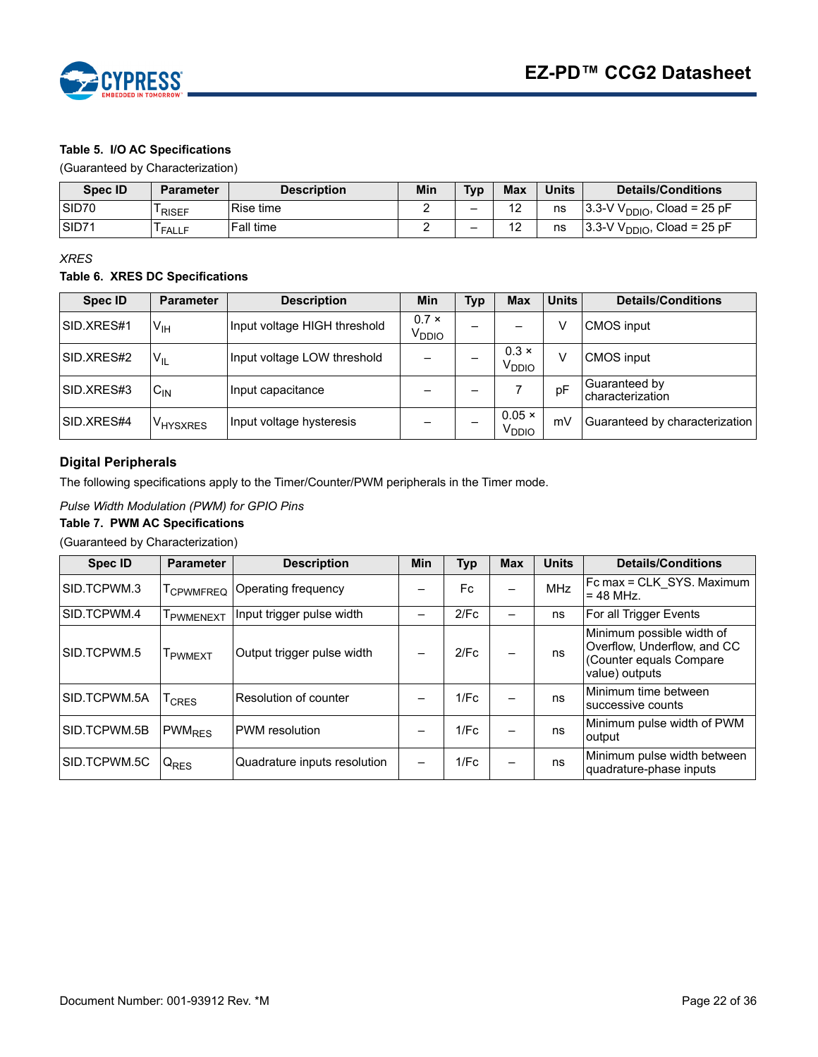**Table 5. I/O AC Specifications**

(Guaranteed by Characterization)

| Spec ID | Parameter | Description | Min | Typ | Max | Units | Details/Conditions |
|---|---|---|---|---|---|---|---|
| SID70 | $T_{RISEF}$ | Rise time | 2 | – | 12 | ns | 3.3-V $V_{DDIO}$, Cload = 25 pF |
| SID71 | $T_{FALLF}$ | Fall time | 2 | – | 12 | ns | 3.3-V $V_{DDIO}$, Cload = 25 pF |

*XRES*

**Table 6. XRES DC Specifications**

| Spec ID | Parameter | Description | Min | Typ | Max | Units | Details/Conditions |
|---|---|---|---|---|---|---|---|
| SID.XRES#1 | $V_{IH}$ | Input voltage HIGH threshold | 0.7 × $V_{DDIO}$ | – | – | V | CMOS input |
| SID.XRES#2 | $V_{IL}$ | Input voltage LOW threshold | – | – | 0.3 × $V_{DDIO}$ | V | CMOS input |
| SID.XRES#3 | $C_{IN}$ | Input capacitance | – | – | 7 | pF | Guaranteed by characterization |
| SID.XRES#4 | $V_{HYSXRES}$ | Input voltage hysteresis | – | – | 0.05 × $V_{DDIO}$ | mV | Guaranteed by characterization |

## Digital Peripherals

The following specifications apply to the Timer/Counter/PWM peripherals in the Timer mode.

*Pulse Width Modulation (PWM) for GPIO Pins*

**Table 7. PWM AC Specifications**

(Guaranteed by Characterization)

| Spec ID | Parameter | Description | Min | Typ | Max | Units | Details/Conditions |
|---|---|---|---|---|---|---|---|
| SID.TCPWM.3 | $T_{CPWMFREQ}$ | Operating frequency | – | Fc | – | MHz | Fc max = CLK_SYS. Maximum = 48 MHz. |
| SID.TCPWM.4 | $T_{PWMENEXT}$ | Input trigger pulse width | – | 2/Fc | – | ns | For all Trigger Events |
| SID.TCPWM.5 | $T_{PWMEXT}$ | Output trigger pulse width | – | 2/Fc | – | ns | Minimum possible width of Overflow, Underflow, and CC (Counter equals Compare value) outputs |
| SID.TCPWM.5A | $T_{CRES}$ | Resolution of counter | – | 1/Fc | – | ns | Minimum time between successive counts |
| SID.TCPWM.5B | $PWM_{RES}$ | PWM resolution | – | 1/Fc | – | ns | Minimum pulse width of PWM output |
| SID.TCPWM.5C | $Q_{RES}$ | Quadrature inputs resolution | – | 1/Fc | – | ns | Minimum pulse width between quadrature-phase inputs |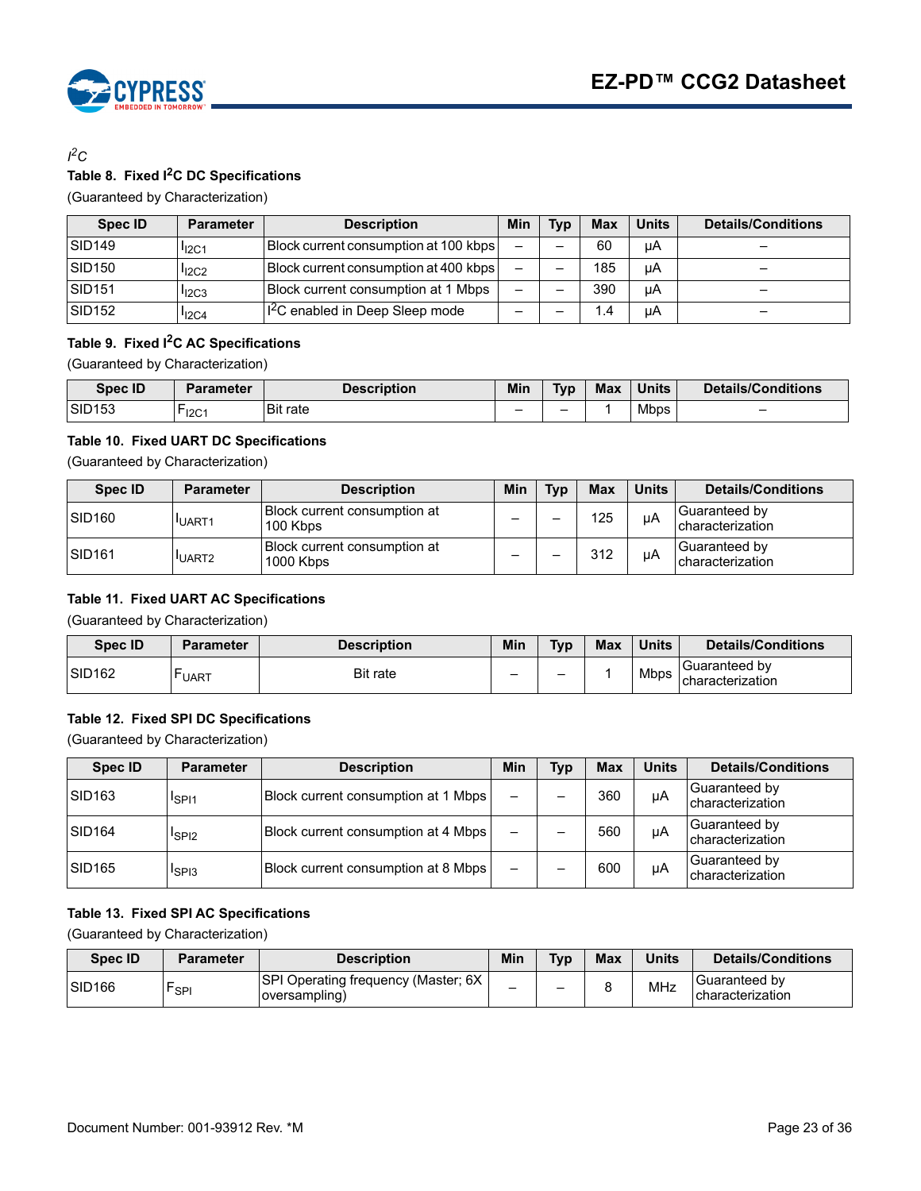### $I^2C$

**Table 8. Fixed $I^2C$ DC Specifications**

(Guaranteed by Characterization)

| Spec ID | Parameter | Description | Min | Typ | Max | Units | Details/Conditions |
|---|---|---|---|---|---|---|---|
| SID149 | $I_{I2C1}$ | Block current consumption at 100 kbps | – | – | 60 | µA | – |
| SID150 | $I_{I2C2}$ | Block current consumption at 400 kbps | – | – | 185 | µA | – |
| SID151 | $I_{I2C3}$ | Block current consumption at 1 Mbps | – | – | 390 | µA | – |
| SID152 | $I_{I2C4}$ | $I^2C$ enabled in Deep Sleep mode | – | – | 1.4 | µA | – |

**Table 9. Fixed $I^2C$ AC Specifications**

(Guaranteed by Characterization)

| Spec ID | Parameter | Description | Min | Typ | Max | Units | Details/Conditions |
|---|---|---|---|---|---|---|---|
| SID153 | $F_{I2C1}$ | Bit rate | – | – | 1 | Mbps | – |

**Table 10. Fixed UART DC Specifications**

(Guaranteed by Characterization)

| Spec ID | Parameter | Description | Min | Typ | Max | Units | Details/Conditions |
|---|---|---|---|---|---|---|---|
| SID160 | $I_{UART1}$ | Block current consumption at 100 Kbps | – | – | 125 | µA | Guaranteed by characterization |
| SID161 | $I_{UART2}$ | Block current consumption at 1000 Kbps | – | – | 312 | µA | Guaranteed by characterization |

**Table 11. Fixed UART AC Specifications**

(Guaranteed by Characterization)

| Spec ID | Parameter | Description | Min | Typ | Max | Units | Details/Conditions |
|---|---|---|---|---|---|---|---|
| SID162 | $F_{UART}$ | Bit rate | – | – | 1 | Mbps | Guaranteed by characterization |

**Table 12. Fixed SPI DC Specifications**

(Guaranteed by Characterization)

| Spec ID | Parameter | Description | Min | Typ | Max | Units | Details/Conditions |
|---|---|---|---|---|---|---|---|
| SID163 | $I_{SPI1}$ | Block current consumption at 1 Mbps | – | – | 360 | µA | Guaranteed by characterization |
| SID164 | $I_{SPI2}$ | Block current consumption at 4 Mbps | – | – | 560 | µA | Guaranteed by characterization |
| SID165 | $I_{SPI3}$ | Block current consumption at 8 Mbps | – | – | 600 | µA | Guaranteed by characterization |

**Table 13. Fixed SPI AC Specifications**

(Guaranteed by Characterization)

| Spec ID | Parameter | Description | Min | Typ | Max | Units | Details/Conditions |
|---|---|---|---|---|---|---|---|
| SID166 | $F_{SPI}$ | SPI Operating frequency (Master; 6X oversampling) | – | – | 8 | MHz | Guaranteed by characterization |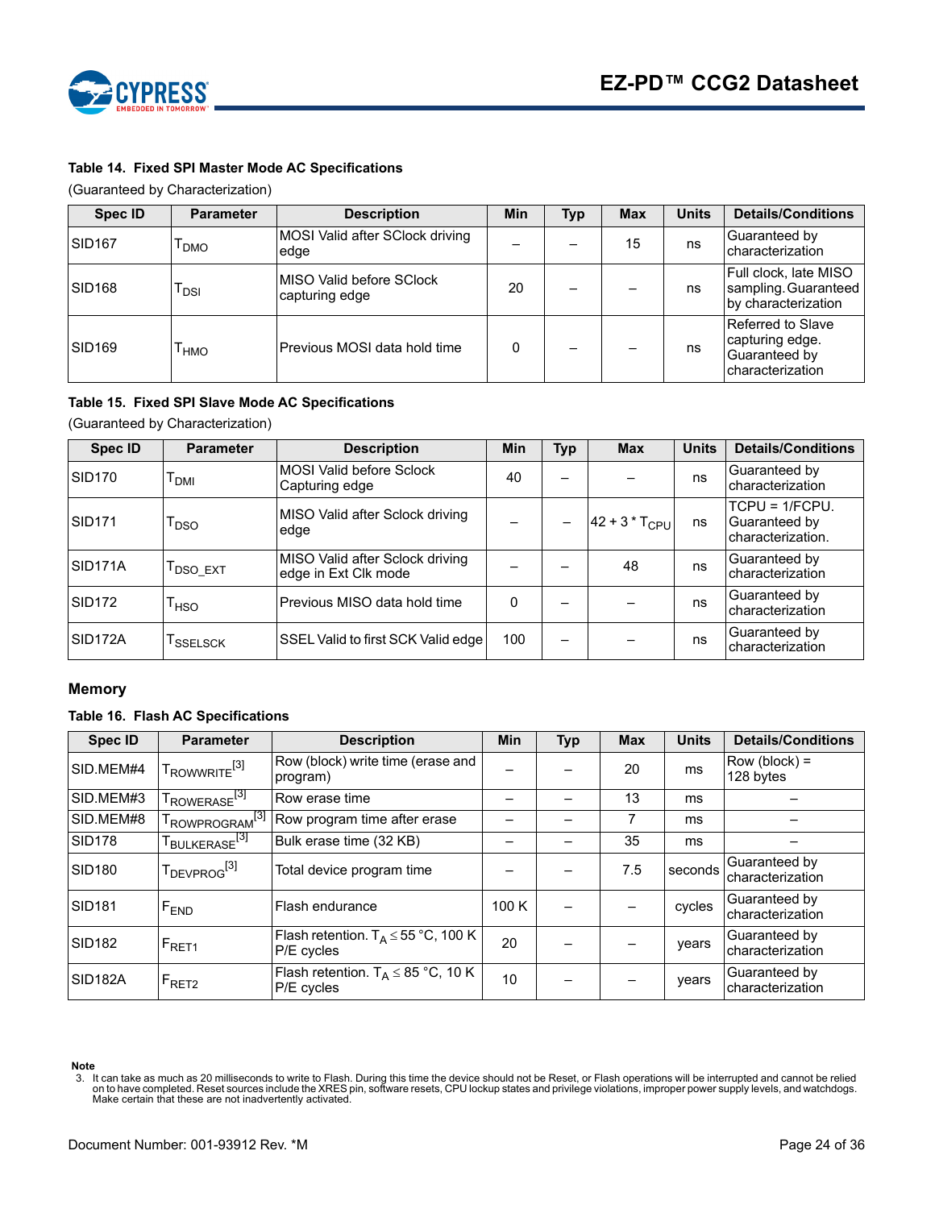**Table 14. Fixed SPI Master Mode AC Specifications**

(Guaranteed by Characterization)

| Spec ID | Parameter | Description | Min | Typ | Max | Units | Details/Conditions |
|---|---|---|---|---|---|---|---|
| SID167 | $T_{DMO}$ | MOSI Valid after SClock driving edge | – | – | 15 | ns | Guaranteed by characterization |
| SID168 | $T_{DSI}$ | MISO Valid before SClock capturing edge | 20 | – | – | ns | Full clock, late MISO sampling. Guaranteed by characterization |
| SID169 | $T_{HMO}$ | Previous MOSI data hold time | 0 | – | – | ns | Referred to Slave capturing edge. Guaranteed by characterization |

**Table 15. Fixed SPI Slave Mode AC Specifications**

(Guaranteed by Characterization)

| Spec ID | Parameter | Description | Min | Typ | Max | Units | Details/Conditions |
|---|---|---|---|---|---|---|---|
| SID170 | $T_{DMI}$ | MOSI Valid before Sclock Capturing edge | 40 | – | – | ns | Guaranteed by characterization |
| SID171 | $T_{DSO}$ | MISO Valid after Sclock driving edge | – | – | $42 + 3 * T_{CPU}$ | ns | TCPU = 1/FCPU. Guaranteed by characterization. |
| SID171A | $T_{DSO\_EXT}$ | MISO Valid after Sclock driving edge in Ext Clk mode | – | – | 48 | ns | Guaranteed by characterization |
| SID172 | $T_{HSO}$ | Previous MISO data hold time | 0 | – | – | ns | Guaranteed by characterization |
| SID172A | $T_{SSELSCK}$ | SSEL Valid to first SCK Valid edge | 100 | – | – | ns | Guaranteed by characterization |

## Memory

**Table 16. Flash AC Specifications**

| Spec ID | Parameter | Description | Min | Typ | Max | Units | Details/Conditions |
|---|---|---|---|---|---|---|---|
| SID.MEM#4 | $T_{ROWWRITE}$[3] | Row (block) write time (erase and program) | – | – | 20 | ms | Row (block) = 128 bytes |
| SID.MEM#3 | $T_{ROWERASE}$[3] | Row erase time | – | – | 13 | ms | – |
| SID.MEM#8 | $T_{ROWPROGRAM}$[3] | Row program time after erase | – | – | 7 | ms | – |
| SID178 | $T_{BULKERASE}$[3] | Bulk erase time (32 KB) | – | – | 35 | ms | – |
| SID180 | $T_{DEVPROG}$[3] | Total device program time | – | – | 7.5 | seconds | Guaranteed by characterization |
| SID181 | $F_{END}$ | Flash endurance | 100 K | – | – | cycles | Guaranteed by characterization |
| SID182 | $F_{RET1}$ | Flash retention. $T_A \leq 55$ °C, 100 K P/E cycles | 20 | – | – | years | Guaranteed by characterization |
| SID182A | $F_{RET2}$ | Flash retention. $T_A \leq 85$ °C, 10 K P/E cycles | 10 | – | – | years | Guaranteed by characterization |

**Note**

3. It can take as much as 20 milliseconds to write to Flash. During this time the device should not be Reset, or Flash operations will be interrupted and cannot be relied on to have completed. Reset sources include the XRES pin, software resets, CPU lockup states and privilege violations, improper power supply levels, and watchdogs. Make certain that these are not inadvertently activated.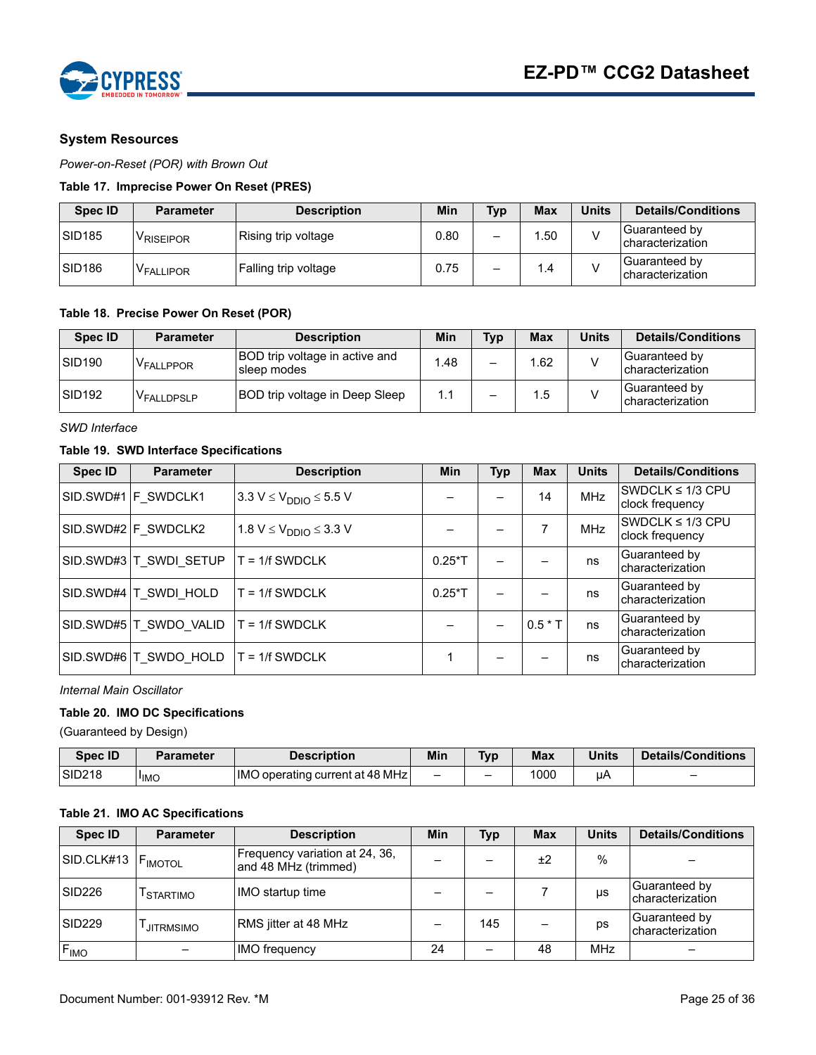### System Resources

*Power-on-Reset (POR) with Brown Out*

**Table 17. Imprecise Power On Reset (PRES)**

| Spec ID | Parameter | Description | Min | Typ | Max | Units | Details/Conditions |
|---|---|---|---|---|---|---|---|
| SID185 | $V_{RISEIPOR}$ | Rising trip voltage | 0.80 | – | 1.50 | V | Guaranteed by characterization |
| SID186 | $V_{FALLIPOR}$ | Falling trip voltage | 0.75 | – | 1.4 | V | Guaranteed by characterization |

**Table 18. Precise Power On Reset (POR)**

| Spec ID | Parameter | Description | Min | Typ | Max | Units | Details/Conditions |
|---|---|---|---|---|---|---|---|
| SID190 | $V_{FALLPPOR}$ | BOD trip voltage in active and sleep modes | 1.48 | – | 1.62 | V | Guaranteed by characterization |
| SID192 | $V_{FALLDPSLP}$ | BOD trip voltage in Deep Sleep | 1.1 | – | 1.5 | V | Guaranteed by characterization |

*SWD Interface*

**Table 19. SWD Interface Specifications**

| Spec ID | Parameter | Description | Min | Typ | Max | Units | Details/Conditions |
|---|---|---|---|---|---|---|---|
| SID.SWD#1 | F_SWDCLK1 | 3.3 V ≤ $V_{DDIO}$ ≤ 5.5 V | – | – | 14 | MHz | SWDCLK ≤ 1/3 CPU clock frequency |
| SID.SWD#2 | F_SWDCLK2 | 1.8 V ≤ $V_{DDIO}$ ≤ 3.3 V | – | – | 7 | MHz | SWDCLK ≤ 1/3 CPU clock frequency |
| SID.SWD#3 | T_SWDI_SETUP | T = 1/f SWDCLK | 0.25*T | – | – | ns | Guaranteed by characterization |
| SID.SWD#4 | T_SWDI_HOLD | T = 1/f SWDCLK | 0.25*T | – | – | ns | Guaranteed by characterization |
| SID.SWD#5 | T_SWDO_VALID | T = 1/f SWDCLK | – | – | 0.5 * T | ns | Guaranteed by characterization |
| SID.SWD#6 | T_SWDO_HOLD | T = 1/f SWDCLK | 1 | – | – | ns | Guaranteed by characterization |

*Internal Main Oscillator*

**Table 20. IMO DC Specifications**

(Guaranteed by Design)

| Spec ID | Parameter | Description | Min | Typ | Max | Units | Details/Conditions |
|---|---|---|---|---|---|---|---|
| SID218 | $I_{IMO}$ | IMO operating current at 48 MHz | – | – | 1000 | µA | – |

**Table 21. IMO AC Specifications**

| Spec ID | Parameter | Description | Min | Typ | Max | Units | Details/Conditions |
|---|---|---|---|---|---|---|---|
| SID.CLK#13 | $F_{IMOTOL}$ | Frequency variation at 24, 36, and 48 MHz (trimmed) | – | – | ±2 | % | – |
| SID226 | $T_{STARTIMO}$ | IMO startup time | – | – | 7 | µs | Guaranteed by characterization |
| SID229 | $T_{JITRMSIMO}$ | RMS jitter at 48 MHz | – | 145 | – | ps | Guaranteed by characterization |
| $F_{IMO}$ | – | IMO frequency | 24 | – | 48 | MHz | – |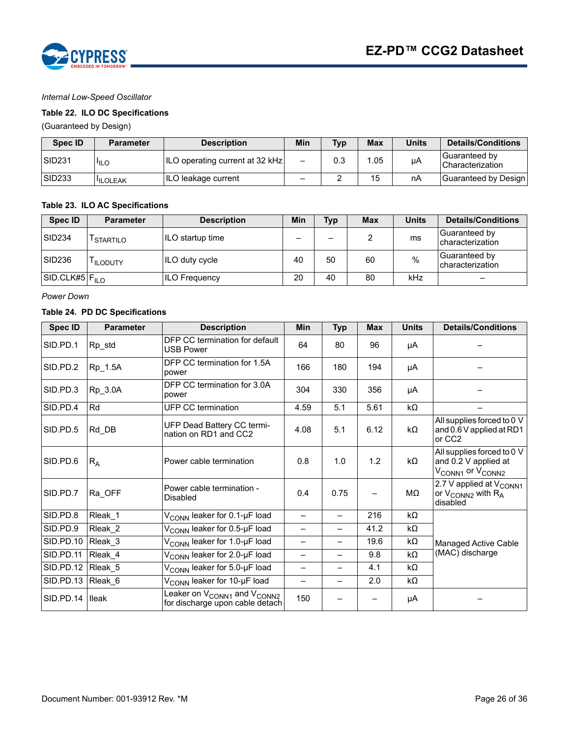*Internal Low-Speed Oscillator*

**Table 22. ILO DC Specifications**

(Guaranteed by Design)

| Spec ID | Parameter | Description | Min | Typ | Max | Units | Details/Conditions |
|---|---|---|---|---|---|---|---|
| SID231 | $I_{ILO}$ | ILO operating current at 32 kHz | – | 0.3 | 1.05 | µA | Guaranteed by Characterization |
| SID233 | $I_{ILOLEAK}$ | ILO leakage current | – | 2 | 15 | nA | Guaranteed by Design |

**Table 23. ILO AC Specifications**

| Spec ID | Parameter | Description | Min | Typ | Max | Units | Details/Conditions |
|---|---|---|---|---|---|---|---|
| SID234 | $T_{STARTILO}$ | ILO startup time | – | – | 2 | ms | Guaranteed by characterization |
| SID236 | $T_{ILODUTY}$ | ILO duty cycle | 40 | 50 | 60 | % | Guaranteed by characterization |
| SID.CLK#5 | $F_{ILO}$ | ILO Frequency | 20 | 40 | 80 | kHz | – |

*Power Down*

**Table 24. PD DC Specifications**

| Spec ID | Parameter | Description | Min | Typ | Max | Units | Details/Conditions |
|---|---|---|---|---|---|---|---|
| SID.PD.1 | Rp_std | DFP CC termination for default USB Power | 64 | 80 | 96 | µA | – |
| SID.PD.2 | Rp_1.5A | DFP CC termination for 1.5A power | 166 | 180 | 194 | µA | – |
| SID.PD.3 | Rp_3.0A | DFP CC termination for 3.0A power | 304 | 330 | 356 | µA | – |
| SID.PD.4 | Rd | UFP CC termination | 4.59 | 5.1 | 5.61 | kΩ | – |
| SID.PD.5 | Rd_DB | UFP Dead Battery CC termination on RD1 and CC2 | 4.08 | 5.1 | 6.12 | kΩ | All supplies forced to 0 V and 0.6 V applied at RD1 or CC2 |
| SID.PD.6 | $R_A$ | Power cable termination | 0.8 | 1.0 | 1.2 | kΩ | All supplies forced to 0 V and 0.2 V applied at $V_{CONN1}$ or $V_{CONN2}$ |
| SID.PD.7 | Ra_OFF | Power cable termination - Disabled | 0.4 | 0.75 | – | MΩ | 2.7 V applied at $V_{CONN1}$ or $V_{CONN2}$ with $R_A$ disabled |
| SID.PD.8 | Rleak_1 | $V_{CONN}$ leaker for 0.1-µF load | – | – | 216 | kΩ | Managed Active Cable (MAC) discharge |
| SID.PD.9 | Rleak_2 | $V_{CONN}$ leaker for 0.5-µF load | – | – | 41.2 | kΩ | |
| SID.PD.10 | Rleak_3 | $V_{CONN}$ leaker for 1.0-µF load | – | – | 19.6 | kΩ | |
| SID.PD.11 | Rleak_4 | $V_{CONN}$ leaker for 2.0-µF load | – | – | 9.8 | kΩ | |
| SID.PD.12 | Rleak_5 | $V_{CONN}$ leaker for 5.0-µF load | – | – | 4.1 | kΩ | |
| SID.PD.13 | Rleak_6 | $V_{CONN}$ leaker for 10-µF load | – | – | 2.0 | kΩ | |
| SID.PD.14 | Ileak | Leaker on $V_{CONN1}$ and $V_{CONN2}$ for discharge upon cable detach | 150 | – | – | µA | – |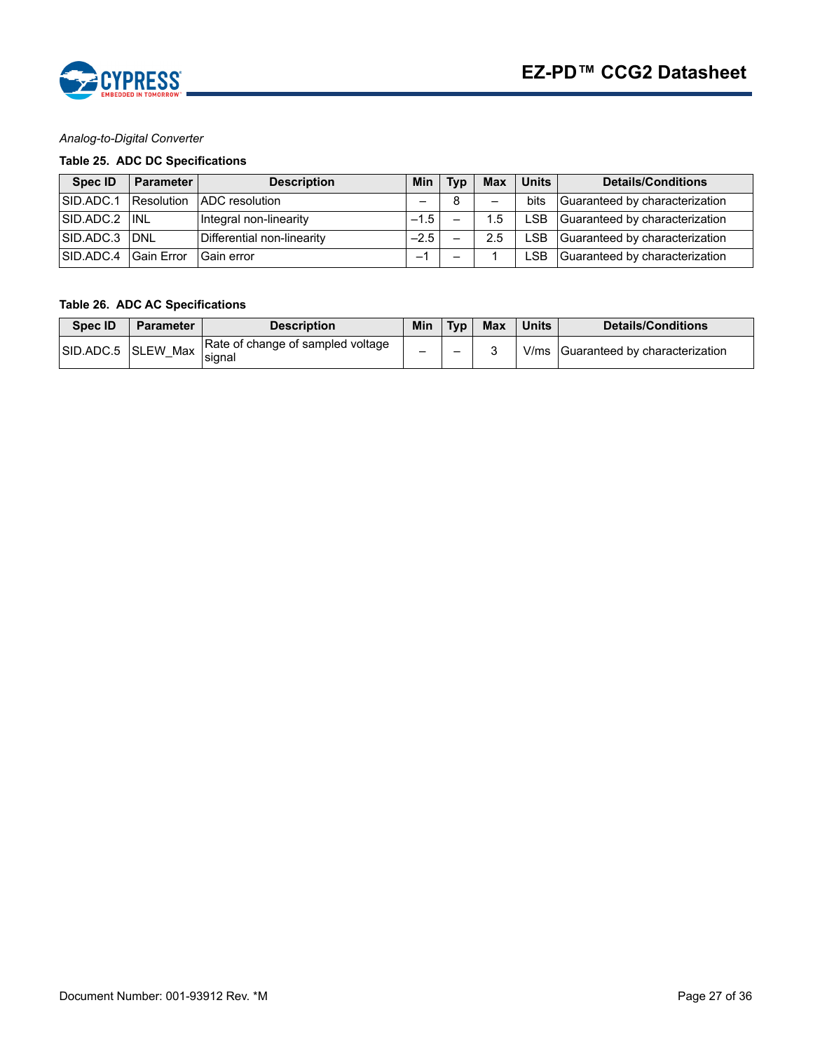*Analog-to-Digital Converter*

**Table 25. ADC DC Specifications**

| Spec ID | Parameter | Description | Min | Typ | Max | Units | Details/Conditions |
|---|---|---|---|---|---|---|---|
| SID.ADC.1 | Resolution | ADC resolution | – | 8 | – | bits | Guaranteed by characterization |
| SID.ADC.2 | INL | Integral non-linearity | –1.5 | – | 1.5 | LSB | Guaranteed by characterization |
| SID.ADC.3 | DNL | Differential non-linearity | –2.5 | – | 2.5 | LSB | Guaranteed by characterization |
| SID.ADC.4 | Gain Error | Gain error | –1 | – | 1 | LSB | Guaranteed by characterization |

**Table 26. ADC AC Specifications**

| Spec ID | Parameter | Description | Min | Typ | Max | Units | Details/Conditions |
|---|---|---|---|---|---|---|---|
| SID.ADC.5 | SLEW_Max | Rate of change of sampled voltage signal | – | – | 3 | V/ms | Guaranteed by characterization |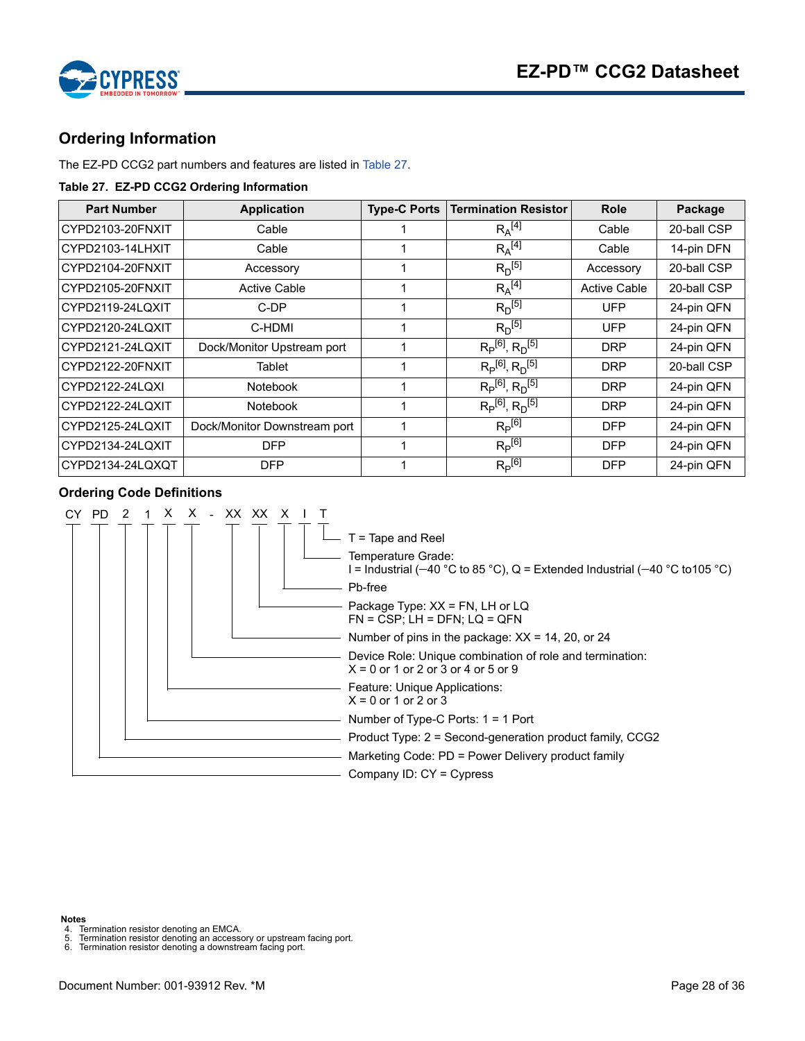## Ordering Information

The EZ-PD CCG2 part numbers and features are listed in Table 27.

**Table 27. EZ-PD CCG2 Ordering Information**

| Part Number | Application | Type-C Ports | Termination Resistor | Role | Package |
|---|---|---|---|---|---|
| CYPD2103-20FNXIT | Cable | 1 | $R_A$[4] | Cable | 20-ball CSP |
| CYPD2103-14LHXIT | Cable | 1 | $R_A$[4] | Cable | 14-pin DFN |
| CYPD2104-20FNXIT | Accessory | 1 | $R_D$[5] | Accessory | 20-ball CSP |
| CYPD2105-20FNXIT | Active Cable | 1 | $R_A$[4] | Active Cable | 20-ball CSP |
| CYPD2119-24LQXIT | C-DP | 1 | $R_D$[5] | UFP | 24-pin QFN |
| CYPD2120-24LQXIT | C-HDMI | 1 | $R_D$[5] | UFP | 24-pin QFN |
| CYPD2121-24LQXIT | Dock/Monitor Upstream port | 1 | $R_P$[6], $R_D$[5] | DRP | 24-pin QFN |
| CYPD2122-20FNXIT | Tablet | 1 | $R_P$[6], $R_D$[5] | DRP | 20-ball CSP |
| CYPD2122-24LQXI | Notebook | 1 | $R_P$[6], $R_D$[5] | DRP | 24-pin QFN |
| CYPD2122-24LQXIT | Notebook | 1 | $R_P$[6], $R_D$[5] | DRP | 24-pin QFN |
| CYPD2125-24LQXIT | Dock/Monitor Downstream port | 1 | $R_P$[6] | DFP | 24-pin QFN |
| CYPD2134-24LQXIT | DFP | 1 | $R_P$[6] | DFP | 24-pin QFN |
| CYPD2134-24LQXQT | DFP | 1 | $R_P$[6] | DFP | 24-pin QFN |

### Ordering Code Definitions

CY PD 2 1 X X - XX XX X I T

- T = Tape and Reel
- Temperature Grade: I = Industrial (–40 °C to 85 °C), Q = Extended Industrial (–40 °C to105 °C)
- Pb-free
- Package Type: XX = FN, LH or LQ; FN = CSP; LH = DFN; LQ = QFN
- Number of pins in the package: XX = 14, 20, or 24
- Device Role: Unique combination of role and termination: X = 0 or 1 or 2 or 3 or 4 or 5 or 9
- Feature: Unique Applications: X = 0 or 1 or 2 or 3
- Number of Type-C Ports: 1 = 1 Port
- Product Type: 2 = Second-generation product family, CCG2
- Marketing Code: PD = Power Delivery product family
- Company ID: CY = Cypress

**Notes**
4. Termination resistor denoting an EMCA.
5. Termination resistor denoting an accessory or upstream facing port.
6. Termination resistor denoting a downstream facing port.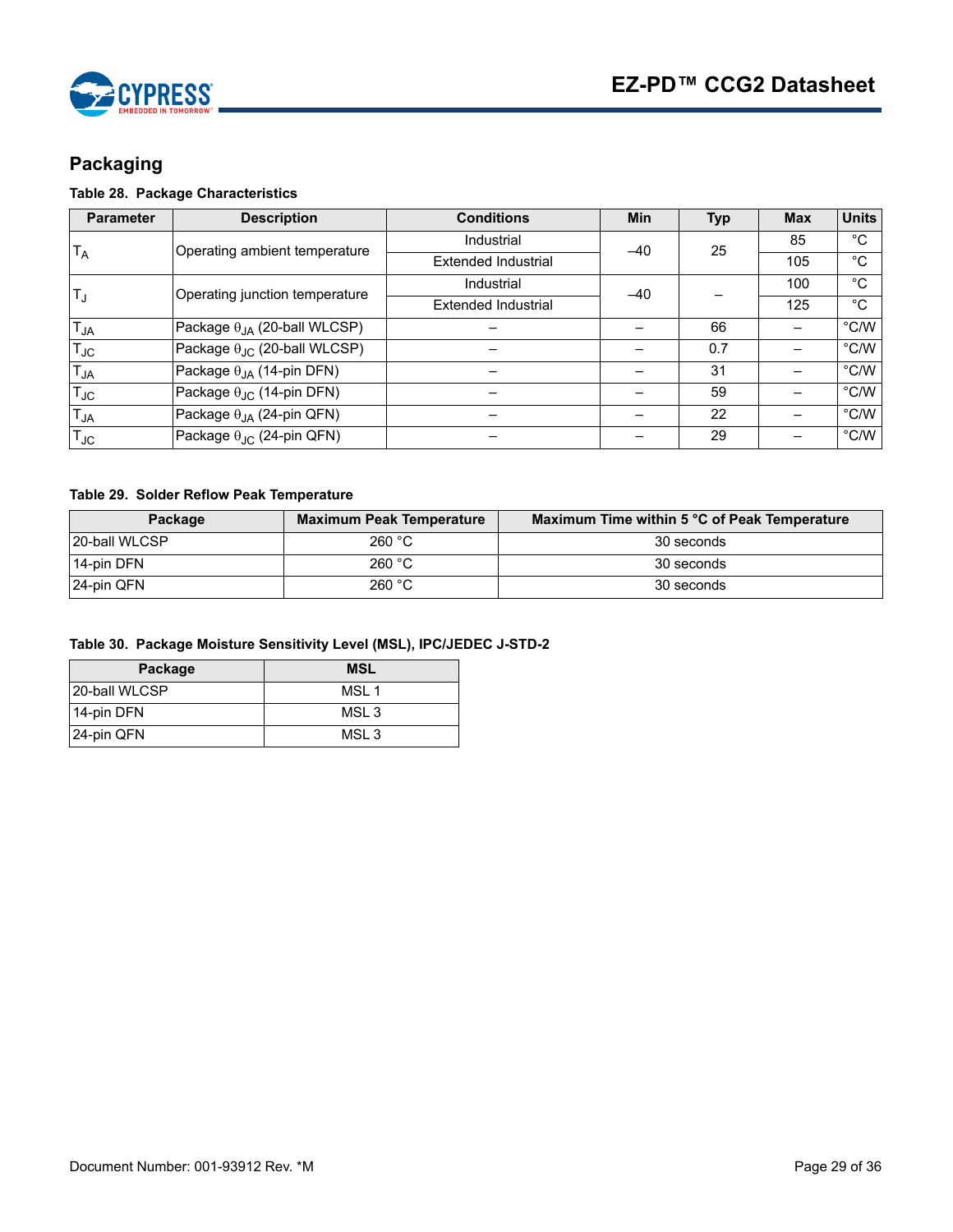## Packaging

**Table 28. Package Characteristics**

| Parameter | Description | Conditions | Min | Typ | Max | Units |
|---|---|---|---|---|---|---|
| $T_A$ | Operating ambient temperature | Industrial | –40 | 25 | 85 | °C |
| | | Extended Industrial | | | 105 | °C |
| $T_J$ | Operating junction temperature | Industrial | –40 | – | 100 | °C |
| | | Extended Industrial | | | 125 | °C |
| $T_{JA}$ | Package $\theta_{JA}$ (20-ball WLCSP) | – | – | 66 | – | °C/W |
| $T_{JC}$ | Package $\theta_{JC}$ (20-ball WLCSP) | – | – | 0.7 | – | °C/W |
| $T_{JA}$ | Package $\theta_{JA}$ (14-pin DFN) | – | – | 31 | – | °C/W |
| $T_{JC}$ | Package $\theta_{JC}$ (14-pin DFN) | – | – | 59 | – | °C/W |
| $T_{JA}$ | Package $\theta_{JA}$ (24-pin QFN) | – | – | 22 | – | °C/W |
| $T_{JC}$ | Package $\theta_{JC}$ (24-pin QFN) | – | – | 29 | – | °C/W |

**Table 29. Solder Reflow Peak Temperature**

| Package | Maximum Peak Temperature | Maximum Time within 5 °C of Peak Temperature |
|---|---|---|
| 20-ball WLCSP | 260 °C | 30 seconds |
| 14-pin DFN | 260 °C | 30 seconds |
| 24-pin QFN | 260 °C | 30 seconds |

**Table 30. Package Moisture Sensitivity Level (MSL), IPC/JEDEC J-STD-2**

| Package | MSL |
|---|---|
| 20-ball WLCSP | MSL 1 |
| 14-pin DFN | MSL 3 |
| 24-pin QFN | MSL 3 |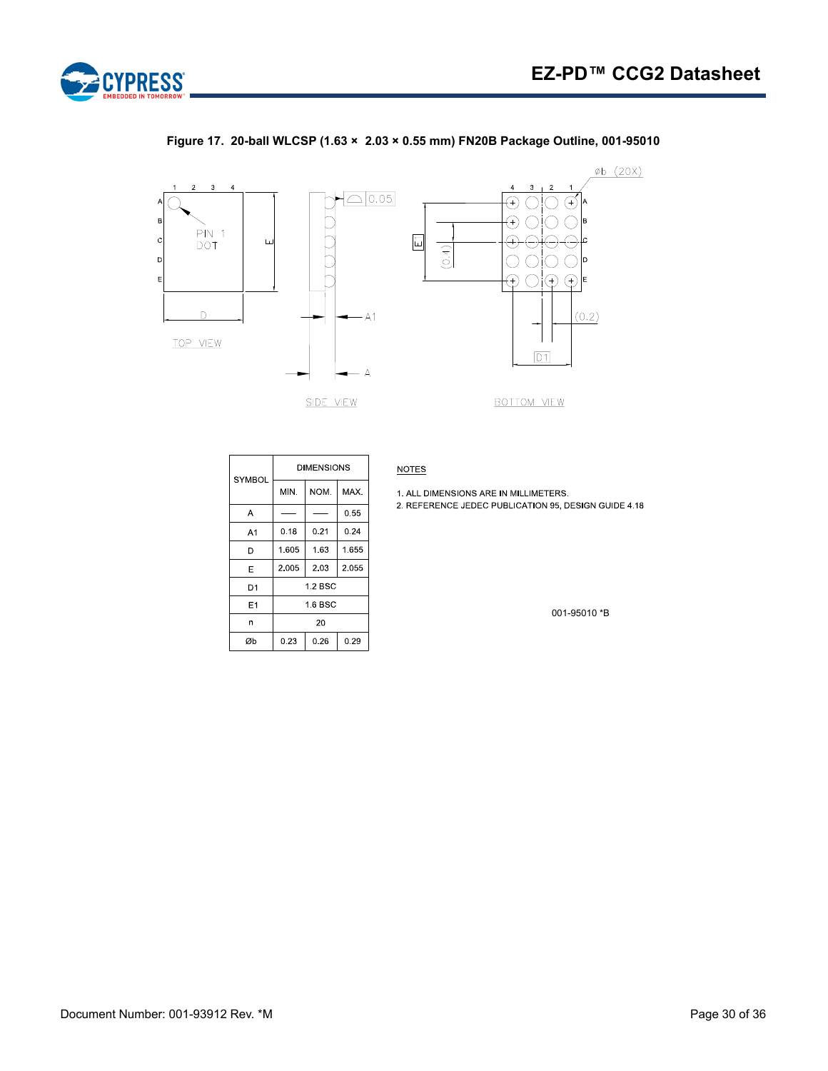**Figure 17. 20-ball WLCSP (1.63 × 2.03 × 0.55 mm) FN20B Package Outline, 001-95010**

| SYMBOL | DIMENSIONS | | |
|---|---|---|---|
| | MIN. | NOM. | MAX. |
| A | — | — | 0.55 |
| A1 | 0.18 | 0.21 | 0.24 |
| D | 1.605 | 1.63 | 1.655 |
| E | 2.005 | 2.03 | 2.055 |
| D1 | 1.2 BSC | | |
| E1 | 1.6 BSC | | |
| n | 20 | | |
| Øb | 0.23 | 0.26 | 0.29 |

NOTES

1. ALL DIMENSIONS ARE IN MILLIMETERS.
2. REFERENCE JEDEC PUBLICATION 95, DESIGN GUIDE 4.18

001-95010 *B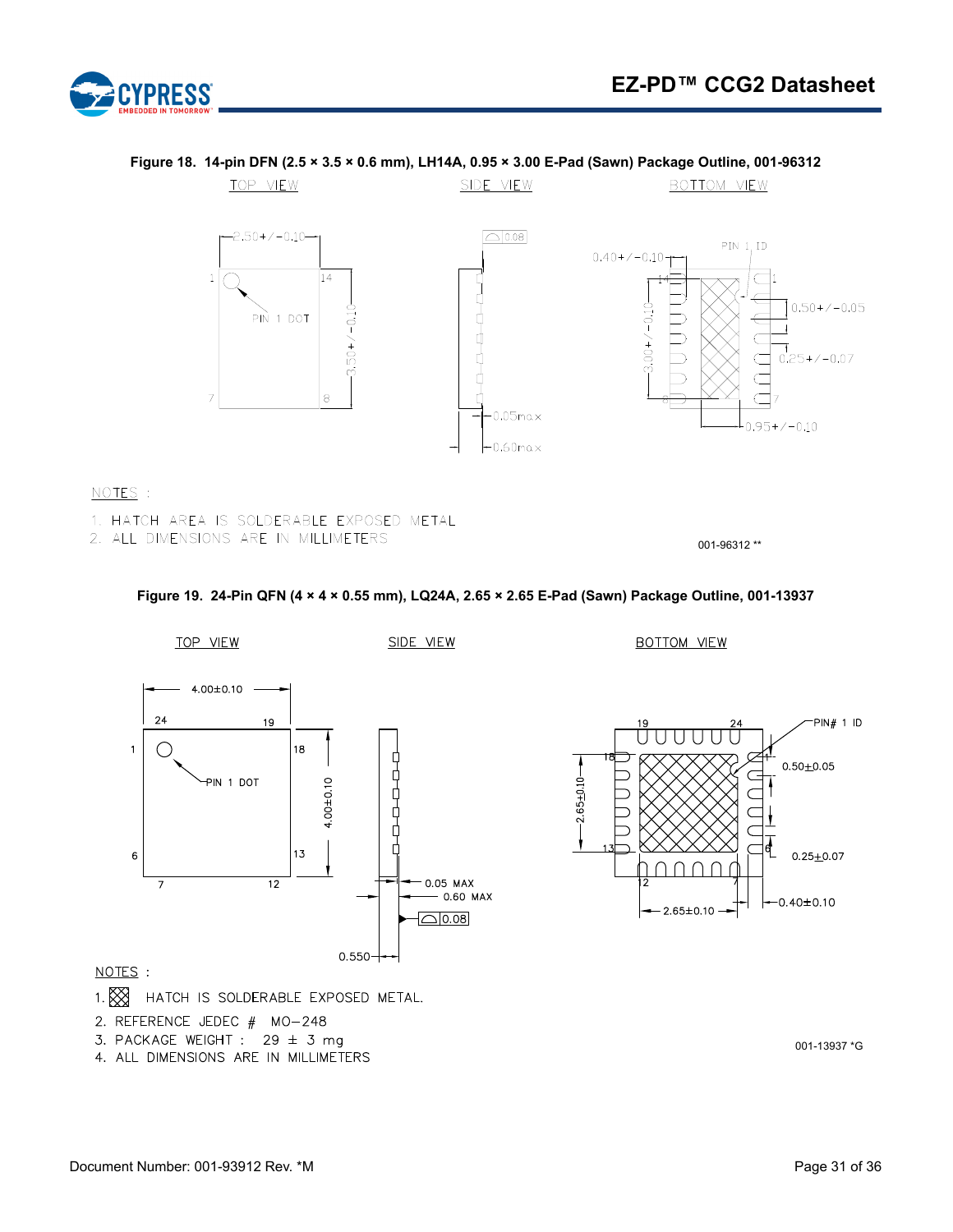**Figure 18. 14-pin DFN (2.5 × 3.5 × 0.6 mm), LH14A, 0.95 × 3.00 E-Pad (Sawn) Package Outline, 001-96312**

NOTES :

1. HATCH AREA IS SOLDERABLE EXPOSED METAL
2. ALL DIMENSIONS ARE IN MILLIMETERS

001-96312 **

**Figure 19. 24-Pin QFN (4 × 4 × 0.55 mm), LQ24A, 2.65 × 2.65 E-Pad (Sawn) Package Outline, 001-13937**

NOTES :

1. HATCH IS SOLDERABLE EXPOSED METAL.
2. REFERENCE JEDEC # MO−248
3. PACKAGE WEIGHT : 29 ± 3 mg
4. ALL DIMENSIONS ARE IN MILLIMETERS

001-13937 *G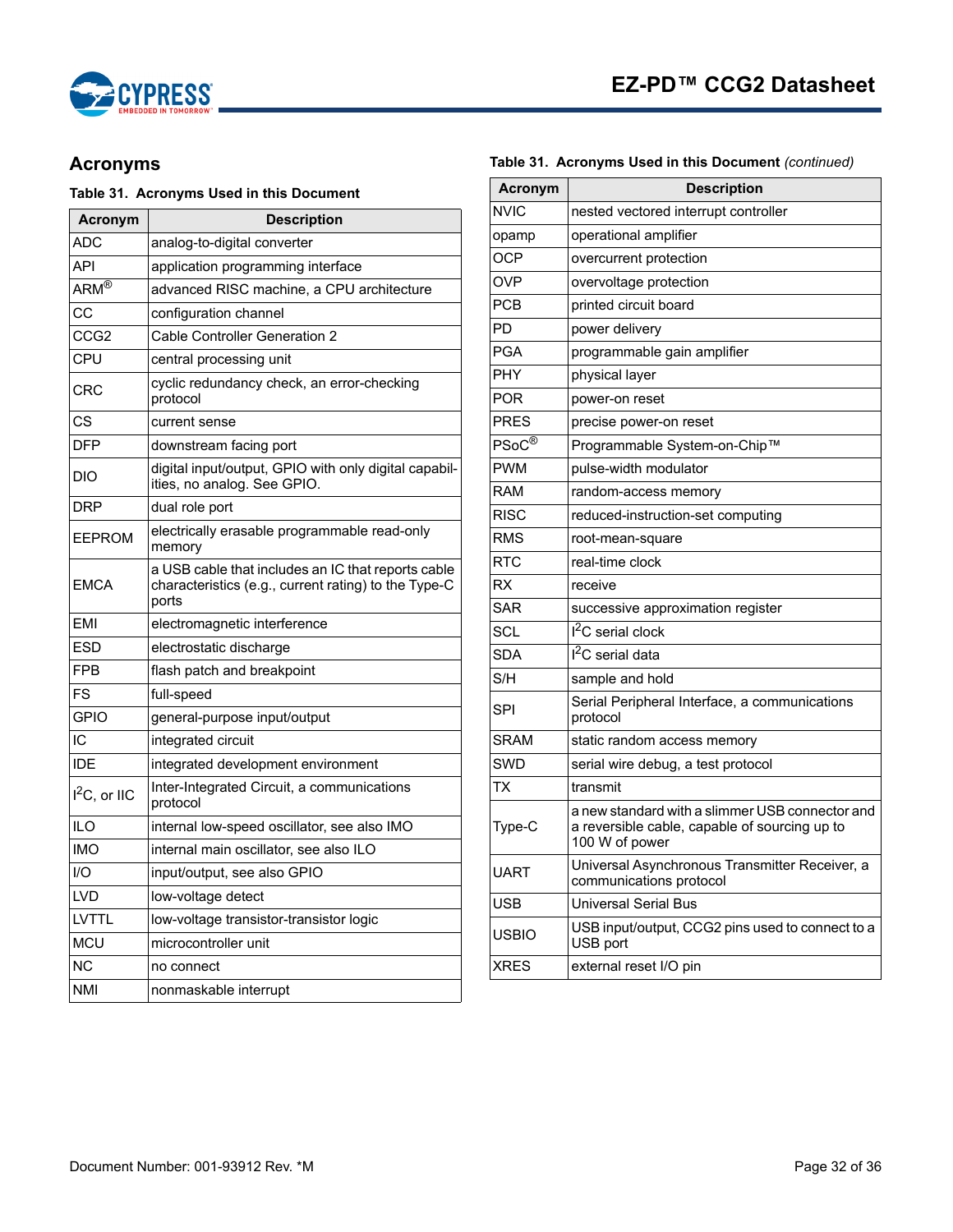## Acronyms

**Table 31. Acronyms Used in this Document**

| Acronym | Description |
|---|---|
| ADC | analog-to-digital converter |
| API | application programming interface |
| ARM® | advanced RISC machine, a CPU architecture |
| CC | configuration channel |
| CCG2 | Cable Controller Generation 2 |
| CPU | central processing unit |
| CRC | cyclic redundancy check, an error-checking protocol |
| CS | current sense |
| DFP | downstream facing port |
| DIO | digital input/output, GPIO with only digital capabilities, no analog. See GPIO. |
| DRP | dual role port |
| EEPROM | electrically erasable programmable read-only memory |
| EMCA | a USB cable that includes an IC that reports cable characteristics (e.g., current rating) to the Type-C ports |
| EMI | electromagnetic interference |
| ESD | electrostatic discharge |
| FPB | flash patch and breakpoint |
| FS | full-speed |
| GPIO | general-purpose input/output |
| IC | integrated circuit |
| IDE | integrated development environment |
| $I^2C$, or IIC | Inter-Integrated Circuit, a communications protocol |
| ILO | internal low-speed oscillator, see also IMO |
| IMO | internal main oscillator, see also ILO |
| I/O | input/output, see also GPIO |
| LVD | low-voltage detect |
| LVTTL | low-voltage transistor-transistor logic |
| MCU | microcontroller unit |
| NC | no connect |
| NMI | nonmaskable interrupt |
| NVIC | nested vectored interrupt controller |
| opamp | operational amplifier |
| OCP | overcurrent protection |
| OVP | overvoltage protection |
| PCB | printed circuit board |
| PD | power delivery |
| PGA | programmable gain amplifier |
| PHY | physical layer |
| POR | power-on reset |
| PRES | precise power-on reset |
| PSoC® | Programmable System-on-Chip™ |
| PWM | pulse-width modulator |
| RAM | random-access memory |
| RISC | reduced-instruction-set computing |
| RMS | root-mean-square |
| RTC | real-time clock |
| RX | receive |
| SAR | successive approximation register |
| SCL | $I^2C$ serial clock |
| SDA | $I^2C$ serial data |
| S/H | sample and hold |
| SPI | Serial Peripheral Interface, a communications protocol |
| SRAM | static random access memory |
| SWD | serial wire debug, a test protocol |
| TX | transmit |
| Type-C | a new standard with a slimmer USB connector and a reversible cable, capable of sourcing up to 100 W of power |
| UART | Universal Asynchronous Transmitter Receiver, a communications protocol |
| USB | Universal Serial Bus |
| USBIO | USB input/output, CCG2 pins used to connect to a USB port |
| XRES | external reset I/O pin |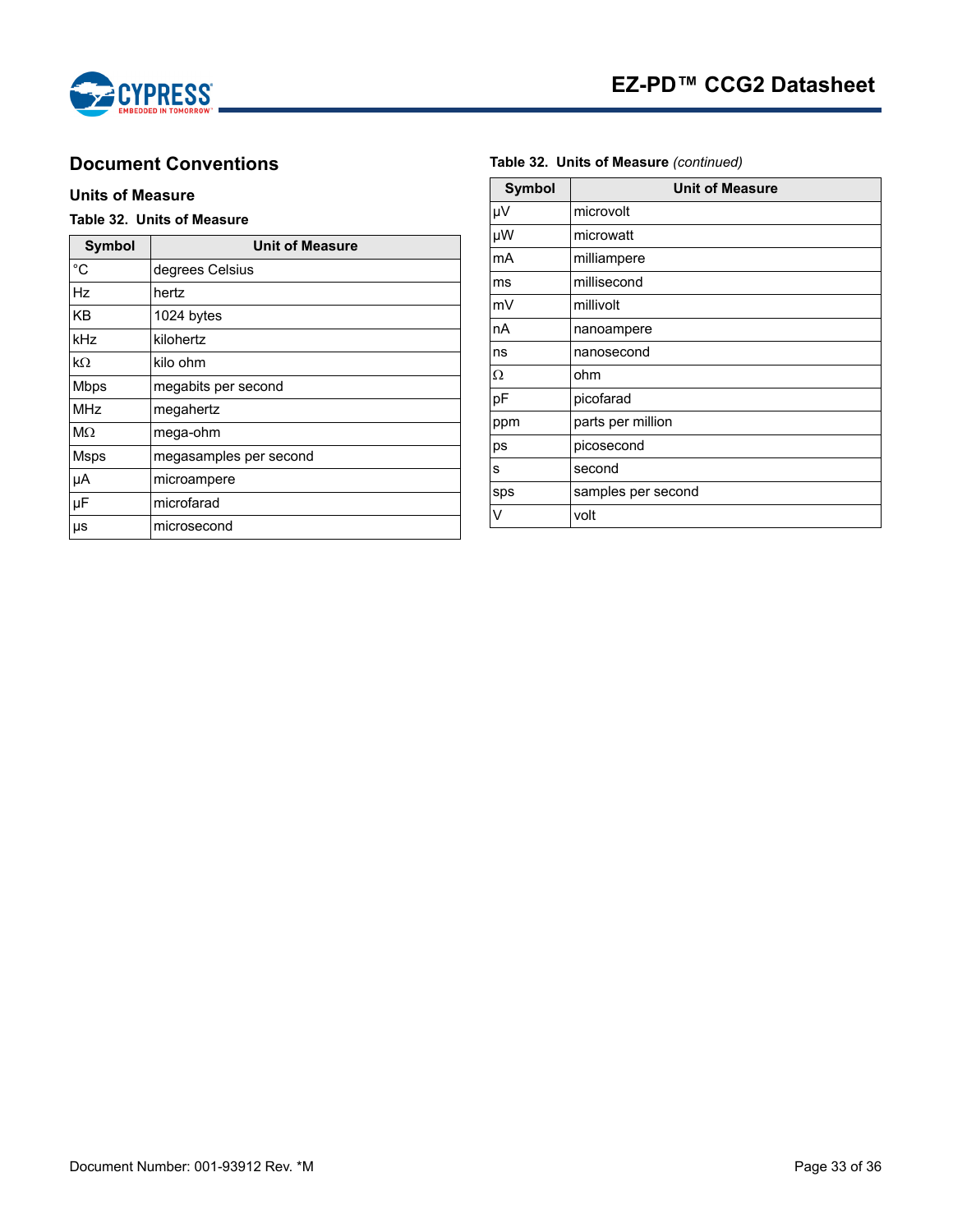## Document Conventions

### Units of Measure

**Table 32. Units of Measure**

| Symbol | Unit of Measure |
|---|---|
| °C | degrees Celsius |
| Hz | hertz |
| KB | 1024 bytes |
| kHz | kilohertz |
| kΩ | kilo ohm |
| Mbps | megabits per second |
| MHz | megahertz |
| MΩ | mega-ohm |
| Msps | megasamples per second |
| µA | microampere |
| µF | microfarad |
| µs | microsecond |
| µV | microvolt |
| µW | microwatt |
| mA | milliampere |
| ms | millisecond |
| mV | millivolt |
| nA | nanoampere |
| ns | nanosecond |
| Ω | ohm |
| pF | picofarad |
| ppm | parts per million |
| ps | picosecond |
| s | second |
| sps | samples per second |
| V | volt |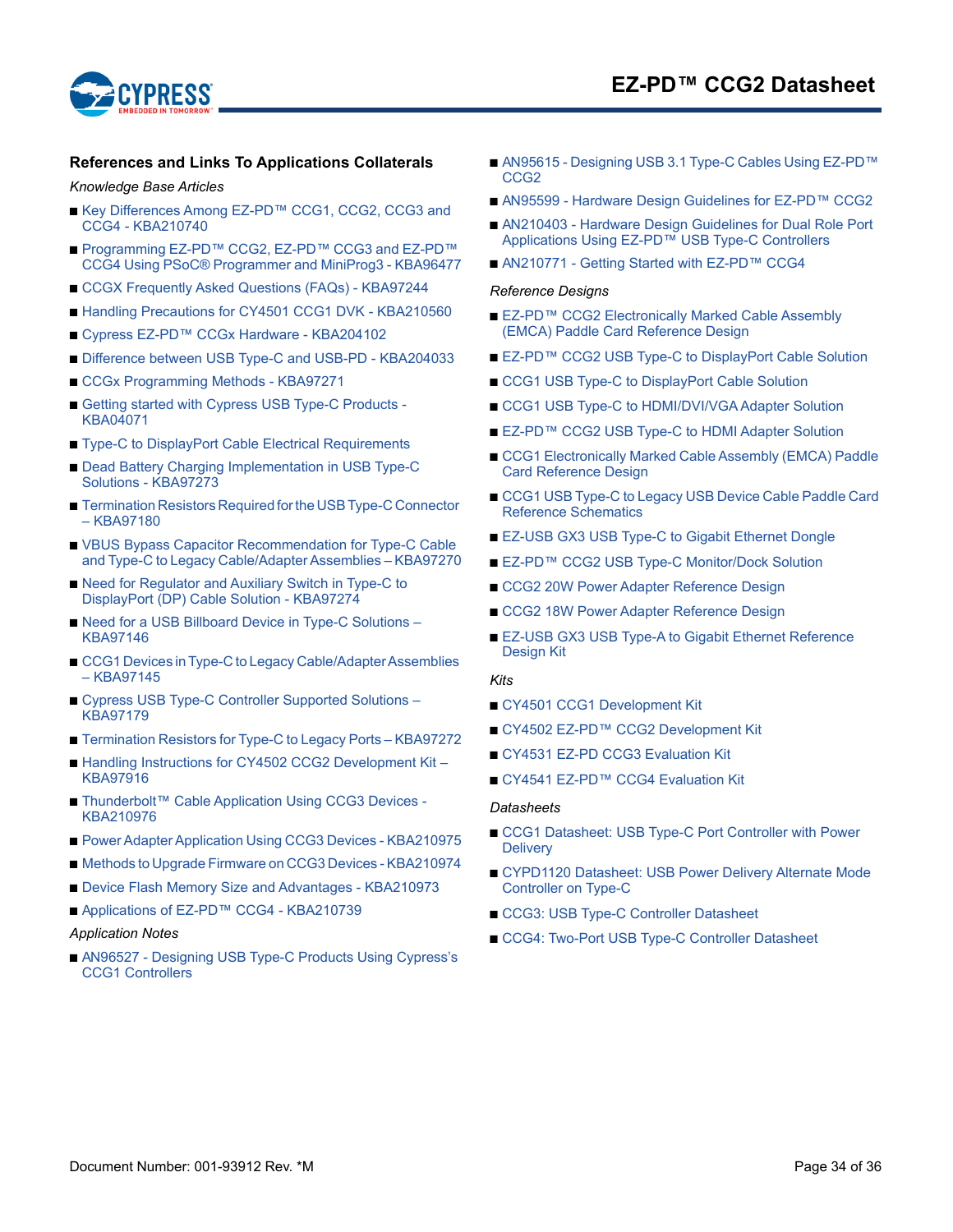## References and Links To Applications Collaterals

*Knowledge Base Articles*

- Key Differences Among EZ-PD™ CCG1, CCG2, CCG3 and CCG4 - KBA210740
- Programming EZ-PD™ CCG2, EZ-PD™ CCG3 and EZ-PD™ CCG4 Using PSoC® Programmer and MiniProg3 - KBA96477
- CCGX Frequently Asked Questions (FAQs) - KBA97244
- Handling Precautions for CY4501 CCG1 DVK - KBA210560
- Cypress EZ-PD™ CCGx Hardware - KBA204102
- Difference between USB Type-C and USB-PD - KBA204033
- CCGx Programming Methods - KBA97271
- Getting started with Cypress USB Type-C Products - KBA04071
- Type-C to DisplayPort Cable Electrical Requirements
- Dead Battery Charging Implementation in USB Type-C Solutions - KBA97273
- Termination Resistors Required for the USB Type-C Connector – KBA97180
- VBUS Bypass Capacitor Recommendation for Type-C Cable and Type-C to Legacy Cable/Adapter Assemblies – KBA97270
- Need for Regulator and Auxiliary Switch in Type-C to DisplayPort (DP) Cable Solution - KBA97274
- Need for a USB Billboard Device in Type-C Solutions – KBA97146
- CCG1 Devices in Type-C to Legacy Cable/Adapter Assemblies – KBA97145
- Cypress USB Type-C Controller Supported Solutions – KBA97179
- Termination Resistors for Type-C to Legacy Ports – KBA97272
- Handling Instructions for CY4502 CCG2 Development Kit – KBA97916
- Thunderbolt™ Cable Application Using CCG3 Devices - KBA210976
- Power Adapter Application Using CCG3 Devices - KBA210975
- Methods to Upgrade Firmware on CCG3 Devices - KBA210974
- Device Flash Memory Size and Advantages - KBA210973
- Applications of EZ-PD™ CCG4 - KBA210739

*Application Notes*

- AN96527 - Designing USB Type-C Products Using Cypress's CCG1 Controllers
- AN95615 - Designing USB 3.1 Type-C Cables Using EZ-PD™ CCG2
- AN95599 - Hardware Design Guidelines for EZ-PD™ CCG2
- AN210403 - Hardware Design Guidelines for Dual Role Port Applications Using EZ-PD™ USB Type-C Controllers
- AN210771 - Getting Started with EZ-PD™ CCG4

*Reference Designs*

- EZ-PD™ CCG2 Electronically Marked Cable Assembly (EMCA) Paddle Card Reference Design
- EZ-PD™ CCG2 USB Type-C to DisplayPort Cable Solution
- CCG1 USB Type-C to DisplayPort Cable Solution
- CCG1 USB Type-C to HDMI/DVI/VGA Adapter Solution
- EZ-PD™ CCG2 USB Type-C to HDMI Adapter Solution
- CCG1 Electronically Marked Cable Assembly (EMCA) Paddle Card Reference Design
- CCG1 USB Type-C to Legacy USB Device Cable Paddle Card Reference Schematics
- EZ-USB GX3 USB Type-C to Gigabit Ethernet Dongle
- EZ-PD™ CCG2 USB Type-C Monitor/Dock Solution
- CCG2 20W Power Adapter Reference Design
- CCG2 18W Power Adapter Reference Design
- EZ-USB GX3 USB Type-A to Gigabit Ethernet Reference Design Kit

*Kits*

- CY4501 CCG1 Development Kit
- CY4502 EZ-PD™ CCG2 Development Kit
- CY4531 EZ-PD CCG3 Evaluation Kit
- CY4541 EZ-PD™ CCG4 Evaluation Kit

*Datasheets*

- CCG1 Datasheet: USB Type-C Port Controller with Power Delivery
- CYPD1120 Datasheet: USB Power Delivery Alternate Mode Controller on Type-C
- CCG3: USB Type-C Controller Datasheet
- CCG4: Two-Port USB Type-C Controller Datasheet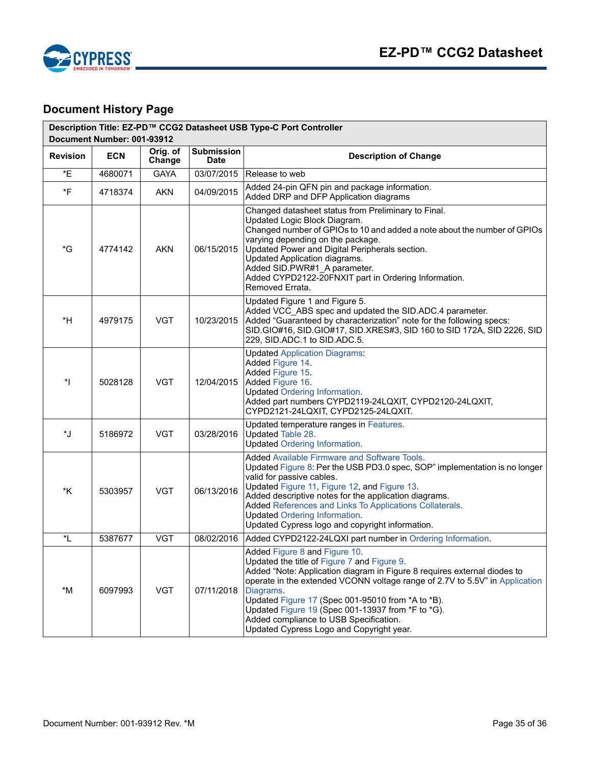## Document History Page

| Description Title: EZ-PD™ CCG2 Datasheet USB Type-C Port Controller<br>Document Number: 001-93912 | | | | |
|---|---|---|---|---|
| **Revision** | **ECN** | **Orig. of Change** | **Submission Date** | **Description of Change** |
| *E | 4680071 | GAYA | 03/07/2015 | Release to web |
| *F | 4718374 | AKN | 04/09/2015 | Added 24-pin QFN pin and package information.<br>Added DRP and DFP Application diagrams |
| *G | 4774142 | AKN | 06/15/2015 | Changed datasheet status from Preliminary to Final.<br>Updated Logic Block Diagram.<br>Changed number of GPIOs to 10 and added a note about the number of GPIOs varying depending on the package.<br>Updated Power and Digital Peripherals section.<br>Updated Application diagrams.<br>Added SID.PWR#1_A parameter.<br>Added CYPD2122-20FNXIT part in Ordering Information.<br>Removed Errata. |
| *H | 4979175 | VGT | 10/23/2015 | Updated Figure 1 and Figure 5.<br>Added VCC_ABS spec and updated the SID.ADC.4 parameter.<br>Added "Guaranteed by characterization" note for the following specs: SID.GIO#16, SID.GIO#17, SID.XRES#3, SID 160 to SID 172A, SID 2226, SID 229, SID.ADC.1 to SID.ADC.5. |
| *I | 5028128 | VGT | 12/04/2015 | Updated Application Diagrams:<br>Added Figure 14.<br>Added Figure 15.<br>Added Figure 16.<br>Updated Ordering Information.<br>Added part numbers CYPD2119-24LQXIT, CYPD2120-24LQXIT, CYPD2121-24LQXIT, CYPD2125-24LQXIT. |
| *J | 5186972 | VGT | 03/28/2016 | Updated temperature ranges in Features.<br>Updated Table 28.<br>Updated Ordering Information. |
| *K | 5303957 | VGT | 06/13/2016 | Added Available Firmware and Software Tools.<br>Updated Figure 8: Per the USB PD3.0 spec, SOP" implementation is no longer valid for passive cables.<br>Updated Figure 11, Figure 12, and Figure 13.<br>Added descriptive notes for the application diagrams.<br>Added References and Links To Applications Collaterals.<br>Updated Ordering Information.<br>Updated Cypress logo and copyright information. |
| *L | 5387677 | VGT | 08/02/2016 | Added CYPD2122-24LQXI part number in Ordering Information. |
| *M | 6097993 | VGT | 07/11/2018 | Added Figure 8 and Figure 10.<br>Updated the title of Figure 7 and Figure 9.<br>Added "Note: Application diagram in Figure 8 requires external diodes to operate in the extended VCONN voltage range of 2.7V to 5.5V" in Application Diagrams.<br>Updated Figure 17 (Spec 001-95010 from *A to *B).<br>Updated Figure 19 (Spec 001-13937 from *F to *G).<br>Added compliance to USB Specification.<br>Updated Cypress Logo and Copyright year. |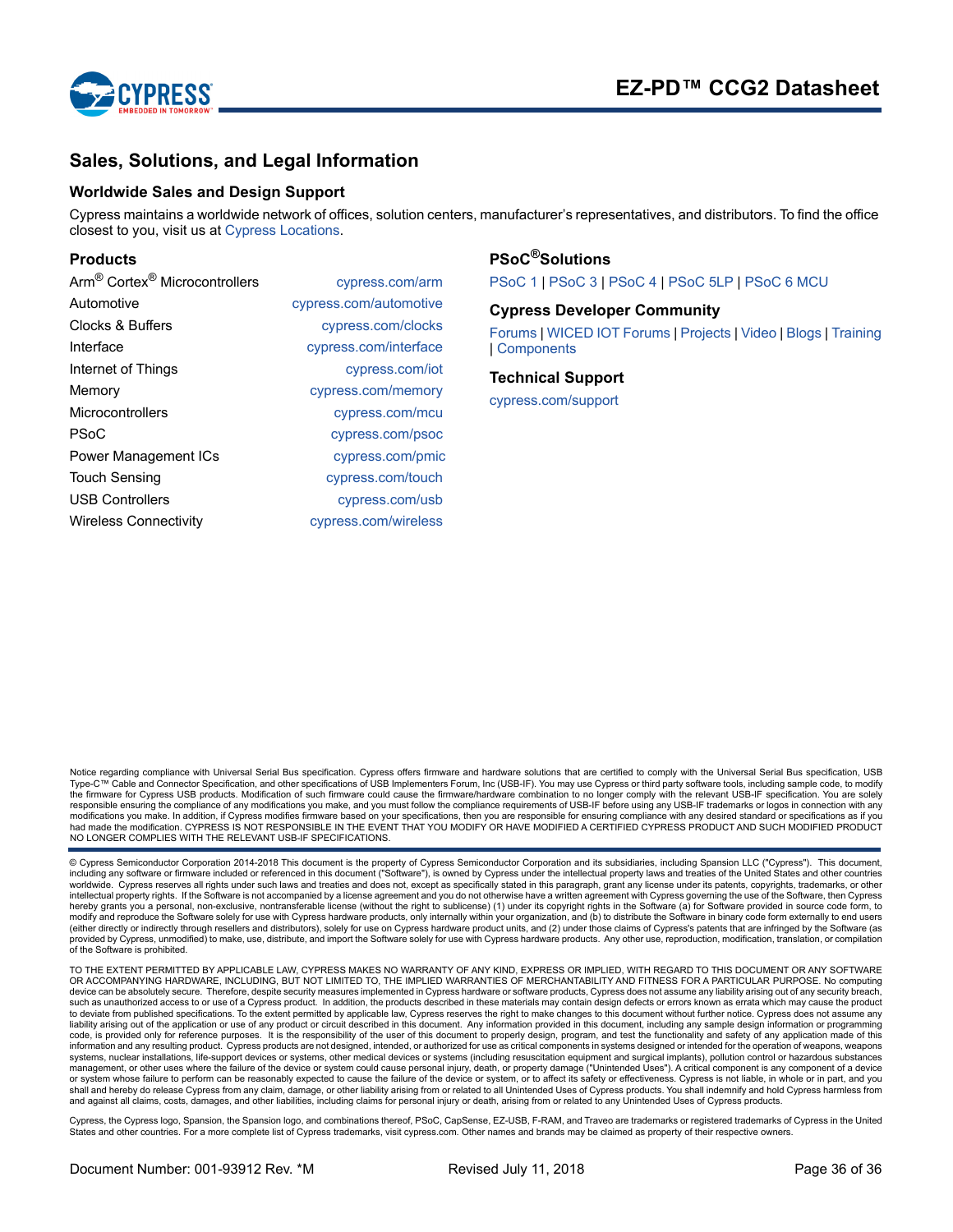## Sales, Solutions, and Legal Information

### Worldwide Sales and Design Support

Cypress maintains a worldwide network of offices, solution centers, manufacturer's representatives, and distributors. To find the office closest to you, visit us at Cypress Locations.

### Products

| | |
|---|---|
| Arm® Cortex® Microcontrollers | cypress.com/arm |
| Automotive | cypress.com/automotive |
| Clocks & Buffers | cypress.com/clocks |
| Interface | cypress.com/interface |
| Internet of Things | cypress.com/iot |
| Memory | cypress.com/memory |
| Microcontrollers | cypress.com/mcu |
| PSoC | cypress.com/psoc |
| Power Management ICs | cypress.com/pmic |
| Touch Sensing | cypress.com/touch |
| USB Controllers | cypress.com/usb |
| Wireless Connectivity | cypress.com/wireless |

### PSoC® Solutions

PSoC 1 | PSoC 3 | PSoC 4 | PSoC 5LP | PSoC 6 MCU

### Cypress Developer Community

Forums | WICED IOT Forums | Projects | Video | Blogs | Training | Components

### Technical Support

cypress.com/support

Notice regarding compliance with Universal Serial Bus specification. Cypress offers firmware and hardware solutions that are certified to comply with the Universal Serial Bus specification, USB Type-C™ Cable and Connector Specification, and other specifications of USB Implementers Forum, Inc (USB-IF). You may use Cypress or third party software tools, including sample code, to modify the firmware for Cypress USB products. Modification of such firmware could cause the firmware/hardware combination to no longer comply with the relevant USB-IF specification. You are solely responsible ensuring the compliance of any modifications you make, and you must follow the compliance requirements of USB-IF before using any USB-IF trademarks or logos in connection with any modifications you make. In addition, if Cypress modifies firmware based on your specifications, then you are responsible for ensuring compliance with any desired standard or specifications as if you had made the modification. CYPRESS IS NOT RESPONSIBLE IN THE EVENT THAT YOU MODIFY OR HAVE MODIFIED A CERTIFIED CYPRESS PRODUCT AND SUCH MODIFIED PRODUCT NO LONGER COMPLIES WITH THE RELEVANT USB-IF SPECIFICATIONS.

© Cypress Semiconductor Corporation 2014-2018 This document is the property of Cypress Semiconductor Corporation and its subsidiaries, including Spansion LLC ("Cypress"). This document, including any software or firmware included or referenced in this document ("Software"), is owned by Cypress under the intellectual property laws and treaties of the United States and other countries worldwide. Cypress reserves all rights under such laws and treaties and does not, except as specifically stated in this paragraph, grant any license under its patents, copyrights, trademarks, or other intellectual property rights. If the Software is not accompanied by a license agreement and you do not otherwise have a written agreement with Cypress governing the use of the Software, then Cypress hereby grants you a personal, non-exclusive, nontransferable license (without the right to sublicense) (1) under its copyright rights in the Software (a) for Software provided in source code form, to modify and reproduce the Software solely for use with Cypress hardware products, only internally within your organization, and (b) to distribute the Software in binary code form externally to end users (either directly or indirectly through resellers and distributors), solely for use on Cypress hardware product units, and (2) under those claims of Cypress's patents that are infringed by the Software (as provided by Cypress, unmodified) to make, use, distribute, and import the Software solely for use with Cypress hardware products. Any other use, reproduction, modification, translation, or compilation of the Software is prohibited.

TO THE EXTENT PERMITTED BY APPLICABLE LAW, CYPRESS MAKES NO WARRANTY OF ANY KIND, EXPRESS OR IMPLIED, WITH REGARD TO THIS DOCUMENT OR ANY SOFTWARE OR ACCOMPANYING HARDWARE, INCLUDING, BUT NOT LIMITED TO, THE IMPLIED WARRANTIES OF MERCHANTABILITY AND FITNESS FOR A PARTICULAR PURPOSE. No computing device can be absolutely secure. Therefore, despite security measures implemented in Cypress hardware or software products, Cypress does not assume any liability arising out of any security breach, such as unauthorized access to or use of a Cypress product. In addition, the products described in these materials may contain design defects or errors known as errata which may cause the product to deviate from published specifications. To the extent permitted by applicable law, Cypress reserves the right to make changes to this document without further notice. Cypress does not assume any liability arising out of the application or use of any product or circuit described in this document. Any information provided in this document, including any sample design information or programming code, is provided only for reference purposes. It is the responsibility of the user of this document to properly design, program, and test the functionality and safety of any application made of this information and any resulting product. Cypress products are not designed, intended, or authorized for use as critical components in systems designed or intended for the operation of weapons, weapons systems, nuclear installations, life-support devices or systems, other medical devices or systems (including resuscitation equipment and surgical implants), pollution control or hazardous substances management, or other uses where the failure of the device or system could cause personal injury, death, or property damage ("Unintended Uses"). A critical component is any component of a device or system whose failure to perform can be reasonably expected to cause the failure of the device or system, or to affect its safety or effectiveness. Cypress is not liable, in whole or in part, and you shall and hereby do release Cypress from any claim, damage, or other liability arising from or related to all Unintended Uses of Cypress products. You shall indemnify and hold Cypress harmless from and against all claims, costs, damages, and other liabilities, including claims for personal injury or death, arising from or related to any Unintended Uses of Cypress products.

Cypress, the Cypress logo, Spansion, the Spansion logo, and combinations thereof, PSoC, CapSense, EZ-USB, F-RAM, and Traveo are trademarks or registered trademarks of Cypress in the United States and other countries. For a more complete list of Cypress trademarks, visit cypress.com. Other names and brands may be claimed as property of their respective owners.

Document Number: 001-93912 Rev. *M Revised July 11, 2018